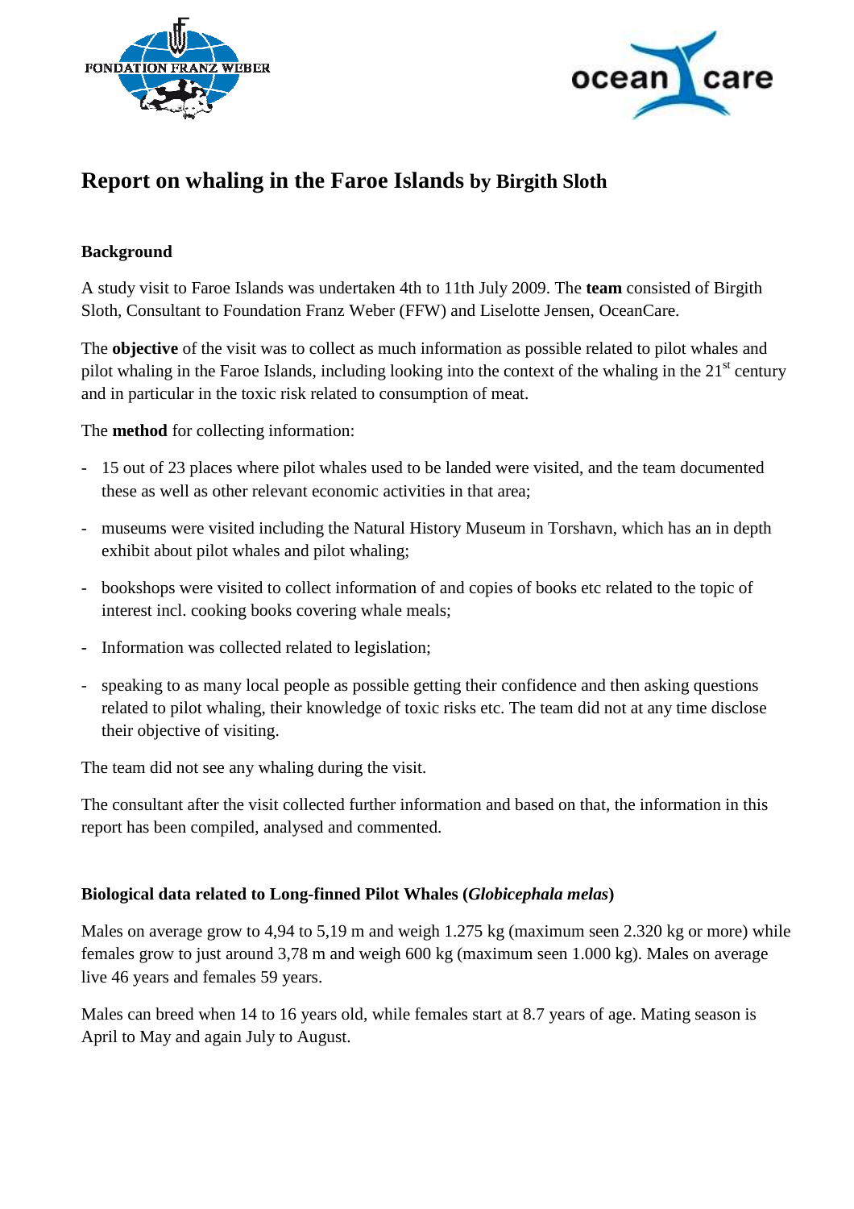# Report on whaling in the Faroe Islands by Birgith Sloth

## Background

A study visit to Faroe Islands was undertaken 4th to 11th July 2009. The **team** consisted of Birgith Sloth, Consultant to Foundation Franz Weber (FFW) and Liselotte Jensen, OceanCare.

The **objective** of the visit was to collect as much information as possible related to pilot whales and pilot whaling in the Faroe Islands, including looking into the context of the whaling in the 21st century and in particular in the toxic risk related to consumption of meat.

The **method** for collecting information:

- 15 out of 23 places where pilot whales used to be landed were visited, and the team documented these as well as other relevant economic activities in that area;
- museums were visited including the Natural History Museum in Torshavn, which has an in depth exhibit about pilot whales and pilot whaling;
- bookshops were visited to collect information of and copies of books etc related to the topic of interest incl. cooking books covering whale meals;
- Information was collected related to legislation;
- speaking to as many local people as possible getting their confidence and then asking questions related to pilot whaling, their knowledge of toxic risks etc. The team did not at any time disclose their objective of visiting.

The team did not see any whaling during the visit.

The consultant after the visit collected further information and based on that, the information in this report has been compiled, analysed and commented.

## Biological data related to Long-finned Pilot Whales (*Globicephala melas*)

Males on average grow to 4,94 to 5,19 m and weigh 1.275 kg (maximum seen 2.320 kg or more) while females grow to just around 3,78 m and weigh 600 kg (maximum seen 1.000 kg). Males on average live 46 years and females 59 years.

Males can breed when 14 to 16 years old, while females start at 8.7 years of age. Mating season is April to May and again July to August.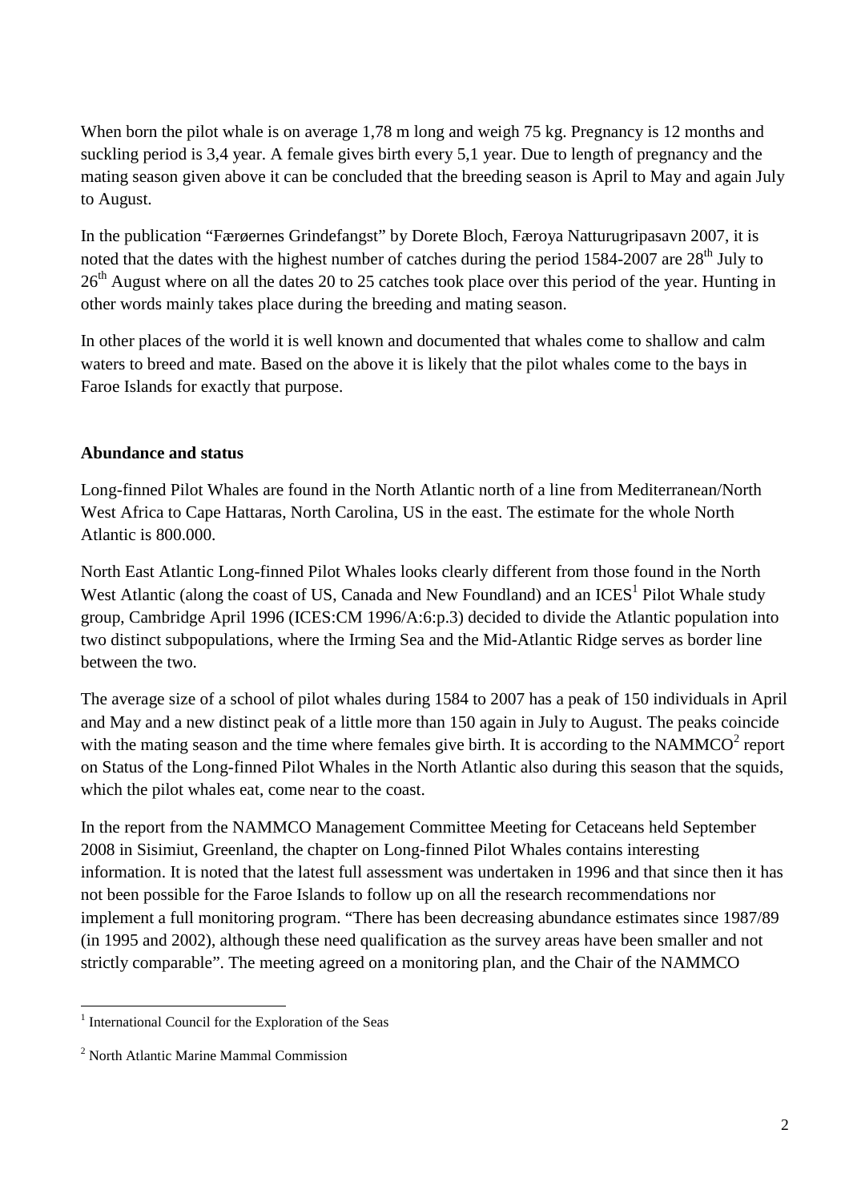When born the pilot whale is on average 1,78 m long and weigh 75 kg. Pregnancy is 12 months and suckling period is 3,4 year. A female gives birth every 5,1 year. Due to length of pregnancy and the mating season given above it can be concluded that the breeding season is April to May and again July to August.

In the publication "Færøernes Grindefangst" by Dorete Bloch, Føroya Natturugripasavn 2007, it is noted that the dates with the highest number of catches during the period 1584-2007 are 28th July to 26th August where on all the dates 20 to 25 catches took place over this period of the year. Hunting in other words mainly takes place during the breeding and mating season.

In other places of the world it is well known and documented that whales come to shallow and calm waters to breed and mate. Based on the above it is likely that the pilot whales come to the bays in Faroe Islands for exactly that purpose.

**Abundance and status**

Long-finned Pilot Whales are found in the North Atlantic north of a line from Mediterranean/North West Africa to Cape Hattaras, North Carolina, US in the east. The estimate for the whole North Atlantic is 800.000.

North East Atlantic Long-finned Pilot Whales looks clearly different from those found in the North West Atlantic (along the coast of US, Canada and New Foundland) and an ICES[1] Pilot Whale study group, Cambridge April 1996 (ICES:CM 1996/A:6:p.3) decided to divide the Atlantic population into two distinct subpopulations, where the Irming Sea and the Mid-Atlantic Ridge serves as border line between the two.

The average size of a school of pilot whales during 1584 to 2007 has a peak of 150 individuals in April and May and a new distinct peak of a little more than 150 again in July to August. The peaks coincide with the mating season and the time where females give birth. It is according to the NAMMCO[2] report on Status of the Long-finned Pilot Whales in the North Atlantic also during this season that the squids, which the pilot whales eat, come near to the coast.

In the report from the NAMMCO Management Committee Meeting for Cetaceans held September 2008 in Sisimiut, Greenland, the chapter on Long-finned Pilot Whales contains interesting information. It is noted that the latest full assessment was undertaken in 1996 and that since then it has not been possible for the Faroe Islands to follow up on all the research recommendations nor implement a full monitoring program. "There has been decreasing abundance estimates since 1987/89 (in 1995 and 2002), although these need qualification as the survey areas have been smaller and not strictly comparable". The meeting agreed on a monitoring plan, and the Chair of the NAMMCO

[1] International Council for the Exploration of the Seas

[2] North Atlantic Marine Mammal Commission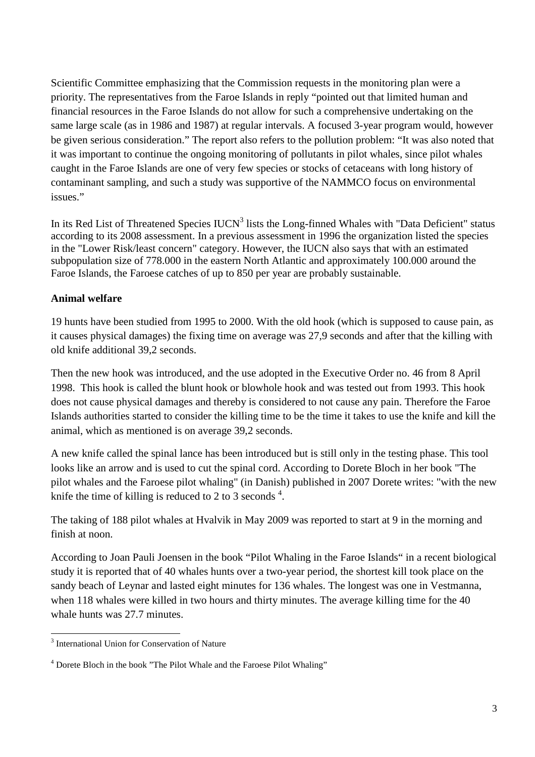Scientific Committee emphasizing that the Commission requests in the monitoring plan were a priority. The representatives from the Faroe Islands in reply "pointed out that limited human and financial resources in the Faroe Islands do not allow for such a comprehensive undertaking on the same large scale (as in 1986 and 1987) at regular intervals. A focused 3-year program would, however be given serious consideration." The report also refers to the pollution problem: "It was also noted that it was important to continue the ongoing monitoring of pollutants in pilot whales, since pilot whales caught in the Faroe Islands are one of very few species or stocks of cetaceans with long history of contaminant sampling, and such a study was supportive of the NAMMCO focus on environmental issues."

In its Red List of Threatened Species IUCN[3] lists the Long-finned Whales with "Data Deficient" status according to its 2008 assessment. In a previous assessment in 1996 the organization listed the species in the "Lower Risk/least concern" category. However, the IUCN also says that with an estimated subpopulation size of 778.000 in the eastern North Atlantic and approximately 100.000 around the Faroe Islands, the Faroese catches of up to 850 per year are probably sustainable.

**Animal welfare**

19 hunts have been studied from 1995 to 2000. With the old hook (which is supposed to cause pain, as it causes physical damages) the fixing time on average was 27,9 seconds and after that the killing with old knife additional 39,2 seconds.

Then the new hook was introduced, and the use adopted in the Executive Order no. 46 from 8 April 1998. This hook is called the blunt hook or blowhole hook and was tested out from 1993. This hook does not cause physical damages and thereby is considered to not cause any pain. Therefore the Faroe Islands authorities started to consider the killing time to be the time it takes to use the knife and kill the animal, which as mentioned is on average 39,2 seconds.

A new knife called the spinal lance has been introduced but is still only in the testing phase. This tool looks like an arrow and is used to cut the spinal cord. According to Dorete Bloch in her book "The pilot whales and the Faroese pilot whaling" (in Danish) published in 2007 Dorete writes: "with the new knife the time of killing is reduced to 2 to 3 seconds [4].

The taking of 188 pilot whales at Hvalvik in May 2009 was reported to start at 9 in the morning and finish at noon.

According to Joan Pauli Joensen in the book "Pilot Whaling in the Faroe Islands" in a recent biological study it is reported that of 40 whales hunts over a two-year period, the shortest kill took place on the sandy beach of Leynar and lasted eight minutes for 136 whales. The longest was one in Vestmanna, when 118 whales were killed in two hours and thirty minutes. The average killing time for the 40 whale hunts was 27.7 minutes.

---

[3] International Union for Conservation of Nature

[4] Dorete Bloch in the book "The Pilot Whale and the Faroese Pilot Whaling"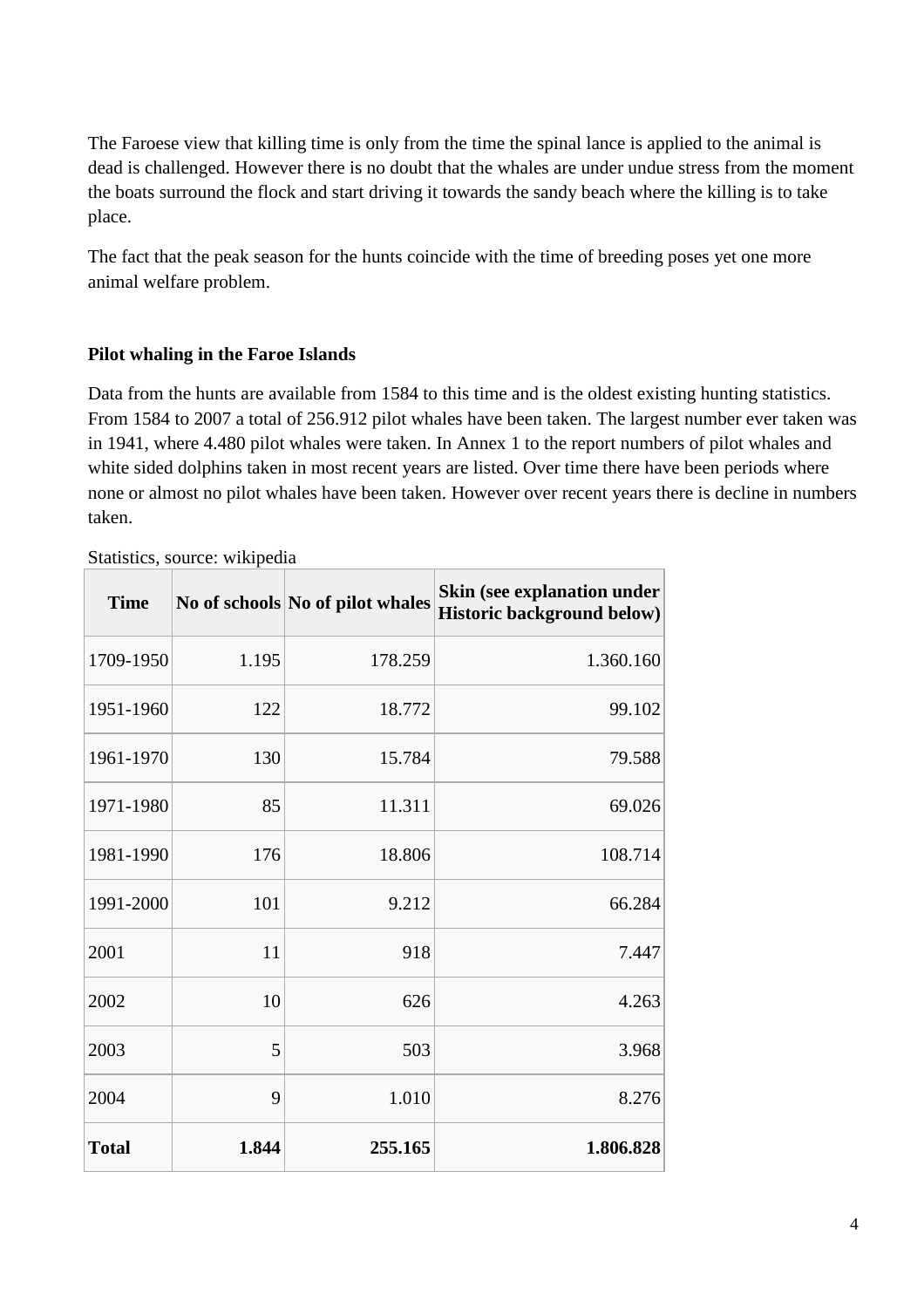The Faroese view that killing time is only from the time the spinal lance is applied to the animal is dead is challenged. However there is no doubt that the whales are under undue stress from the moment the boats surround the flock and start driving it towards the sandy beach where the killing is to take place.

The fact that the peak season for the hunts coincide with the time of breeding poses yet one more animal welfare problem.

**Pilot whaling in the Faroe Islands**

Data from the hunts are available from 1584 to this time and is the oldest existing hunting statistics. From 1584 to 2007 a total of 256.912 pilot whales have been taken. The largest number ever taken was in 1941, where 4.480 pilot whales were taken. In Annex 1 to the report numbers of pilot whales and white sided dolphins taken in most recent years are listed. Over time there have been periods where none or almost no pilot whales have been taken. However over recent years there is decline in numbers taken.

Statistics, source: wikipedia

| Time | No of schools | No of pilot whales | Skin (see explanation under Historic background below) |
|---|---|---|---|
| 1709-1950 | 1.195 | 178.259 | 1.360.160 |
| 1951-1960 | 122 | 18.772 | 99.102 |
| 1961-1970 | 130 | 15.784 | 79.588 |
| 1971-1980 | 85 | 11.311 | 69.026 |
| 1981-1990 | 176 | 18.806 | 108.714 |
| 1991-2000 | 101 | 9.212 | 66.284 |
| 2001 | 11 | 918 | 7.447 |
| 2002 | 10 | 626 | 4.263 |
| 2003 | 5 | 503 | 3.968 |
| 2004 | 9 | 1.010 | 8.276 |
| **Total** | **1.844** | **255.165** | **1.806.828** |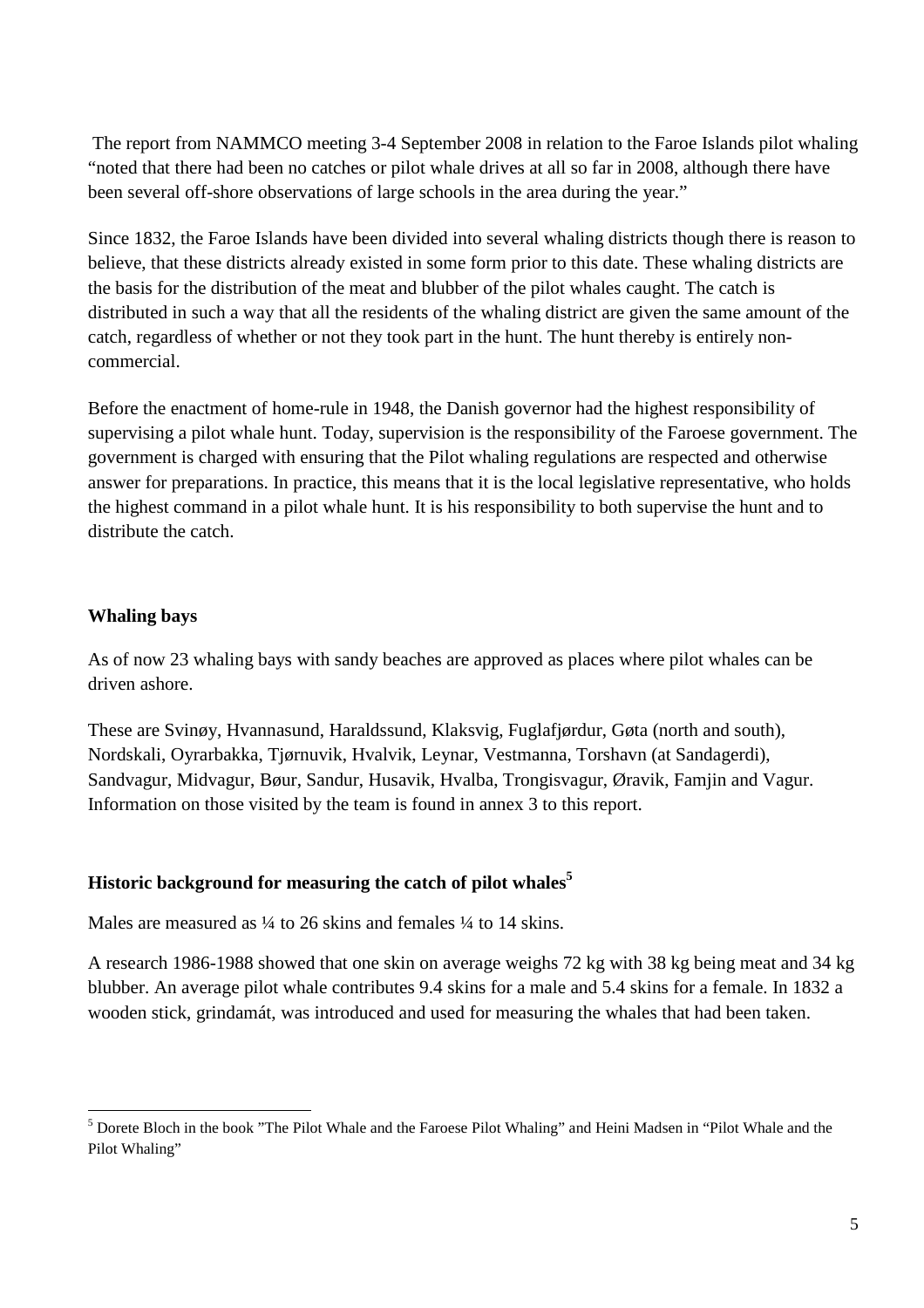The report from NAMMCO meeting 3-4 September 2008 in relation to the Faroe Islands pilot whaling "noted that there had been no catches or pilot whale drives at all so far in 2008, although there have been several off-shore observations of large schools in the area during the year."

Since 1832, the Faroe Islands have been divided into several whaling districts though there is reason to believe, that these districts already existed in some form prior to this date. These whaling districts are the basis for the distribution of the meat and blubber of the pilot whales caught. The catch is distributed in such a way that all the residents of the whaling district are given the same amount of the catch, regardless of whether or not they took part in the hunt. The hunt thereby is entirely non-commercial.

Before the enactment of home-rule in 1948, the Danish governor had the highest responsibility of supervising a pilot whale hunt. Today, supervision is the responsibility of the Faroese government. The government is charged with ensuring that the Pilot whaling regulations are respected and otherwise answer for preparations. In practice, this means that it is the local legislative representative, who holds the highest command in a pilot whale hunt. It is his responsibility to both supervise the hunt and to distribute the catch.

**Whaling bays**

As of now 23 whaling bays with sandy beaches are approved as places where pilot whales can be driven ashore.

These are Svinøy, Hvannasund, Haraldssund, Klaksvig, Fuglafjørdur, Gøta (north and south), Nordskali, Oyrarbakka, Tjørnuvik, Hvalvik, Leynar, Vestmanna, Torshavn (at Sandagerdi), Sandvagur, Midvagur, Bøur, Sandur, Husavik, Hvalba, Trongisvagur, Øravik, Famjin and Vagur. Information on those visited by the team is found in annex 3 to this report.

**Historic background for measuring the catch of pilot whales[5]**

Males are measured as ¼ to 26 skins and females ¼ to 14 skins.

A research 1986-1988 showed that one skin on average weighs 72 kg with 38 kg being meat and 34 kg blubber. An average pilot whale contributes 9.4 skins for a male and 5.4 skins for a female. In 1832 a wooden stick, grindamát, was introduced and used for measuring the whales that had been taken.

---

[5] Dorete Bloch in the book "The Pilot Whale and the Faroese Pilot Whaling" and Heini Madsen in "Pilot Whale and the Pilot Whaling"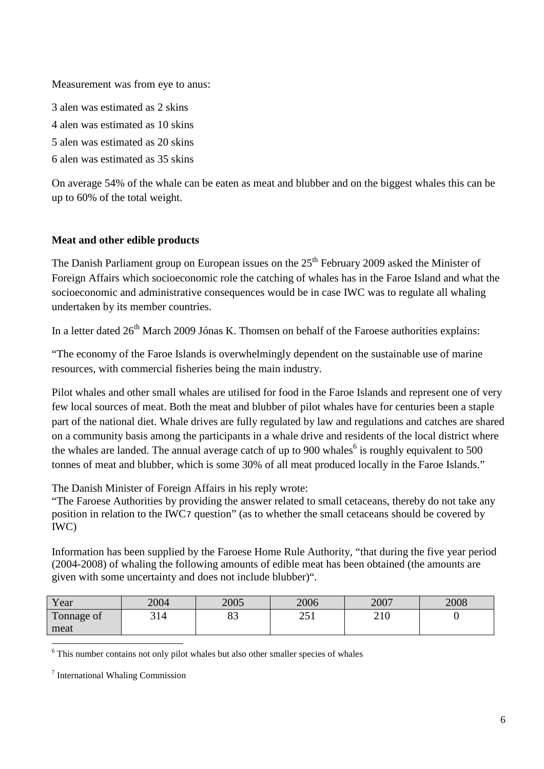Measurement was from eye to anus:

3 alen was estimated as 2 skins

4 alen was estimated as 10 skins

5 alen was estimated as 20 skins

6 alen was estimated as 35 skins

On average 54% of the whale can be eaten as meat and blubber and on the biggest whales this can be up to 60% of the total weight.

**Meat and other edible products**

The Danish Parliament group on European issues on the 25th February 2009 asked the Minister of Foreign Affairs which socioeconomic role the catching of whales has in the Faroe Island and what the socioeconomic and administrative consequences would be in case IWC was to regulate all whaling undertaken by its member countries.

In a letter dated 26th March 2009 Jónas K. Thomsen on behalf of the Faroese authorities explains:

"The economy of the Faroe Islands is overwhelmingly dependent on the sustainable use of marine resources, with commercial fisheries being the main industry.

Pilot whales and other small whales are utilised for food in the Faroe Islands and represent one of very few local sources of meat. Both the meat and blubber of pilot whales have for centuries been a staple part of the national diet. Whale drives are fully regulated by law and regulations and catches are shared on a community basis among the participants in a whale drive and residents of the local district where the whales are landed. The annual average catch of up to 900 whales[6] is roughly equivalent to 500 tonnes of meat and blubber, which is some 30% of all meat produced locally in the Faroe Islands."

The Danish Minister of Foreign Affairs in his reply wrote:
"The Faroese Authorities by providing the answer related to small cetaceans, thereby do not take any position in relation to the IWC[7] question" (as to whether the small cetaceans should be covered by IWC)

Information has been supplied by the Faroese Home Rule Authority, "that during the five year period (2004-2008) of whaling the following amounts of edible meat has been obtained (the amounts are given with some uncertainty and does not include blubber)".

| Year | 2004 | 2005 | 2006 | 2007 | 2008 |
|---|---|---|---|---|---|
| Tonnage of meat | 314 | 83 | 251 | 210 | 0 |

[6] This number contains not only pilot whales but also other smaller species of whales

[7] International Whaling Commission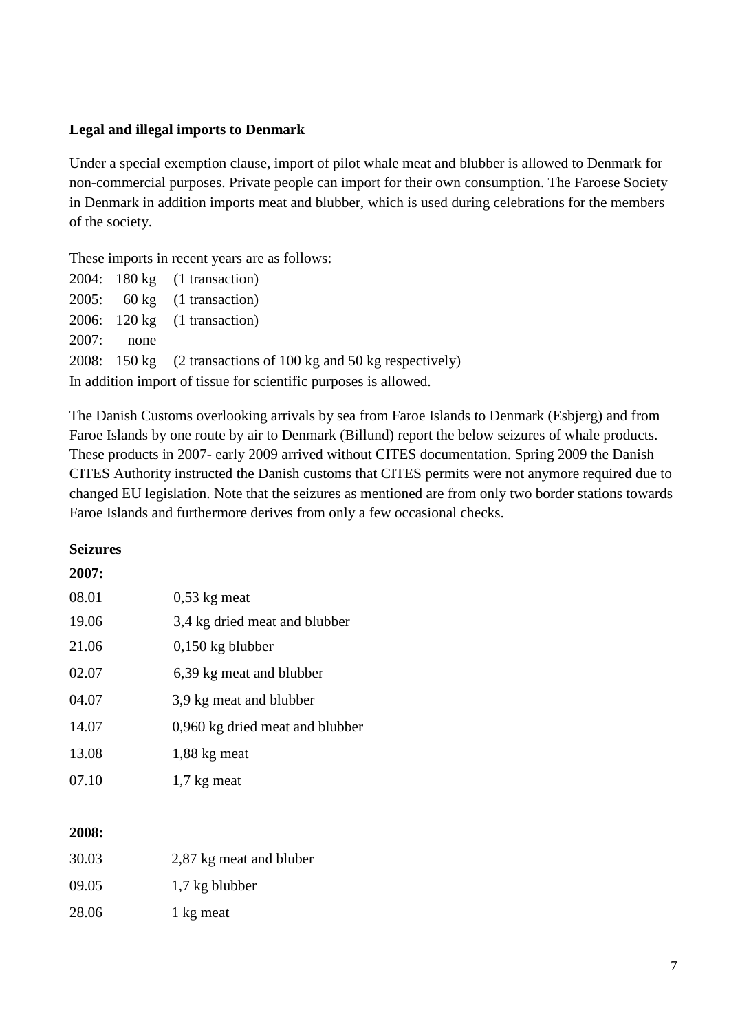**Legal and illegal imports to Denmark**

Under a special exemption clause, import of pilot whale meat and blubber is allowed to Denmark for non-commercial purposes. Private people can import for their own consumption. The Faroese Society in Denmark in addition imports meat and blubber, which is used during celebrations for the members of the society.

These imports in recent years are as follows:

2004: 180 kg (1 transaction)
2005: 60 kg (1 transaction)
2006: 120 kg (1 transaction)
2007: none
2008: 150 kg (2 transactions of 100 kg and 50 kg respectively)
In addition import of tissue for scientific purposes is allowed.

The Danish Customs overlooking arrivals by sea from Faroe Islands to Denmark (Esbjerg) and from Faroe Islands by one route by air to Denmark (Billund) report the below seizures of whale products. These products in 2007- early 2009 arrived without CITES documentation. Spring 2009 the Danish CITES Authority instructed the Danish customs that CITES permits were not anymore required due to changed EU legislation. Note that the seizures as mentioned are from only two border stations towards Faroe Islands and furthermore derives from only a few occasional checks.

**Seizures**

**2007:**

| | |
|---|---|
| 08.01 | 0,53 kg meat |
| 19.06 | 3,4 kg dried meat and blubber |
| 21.06 | 0,150 kg blubber |
| 02.07 | 6,39 kg meat and blubber |
| 04.07 | 3,9 kg meat and blubber |
| 14.07 | 0,960 kg dried meat and blubber |
| 13.08 | 1,88 kg meat |
| 07.10 | 1,7 kg meat |

**2008:**

| | |
|---|---|
| 30.03 | 2,87 kg meat and bluber |
| 09.05 | 1,7 kg blubber |
| 28.06 | 1 kg meat |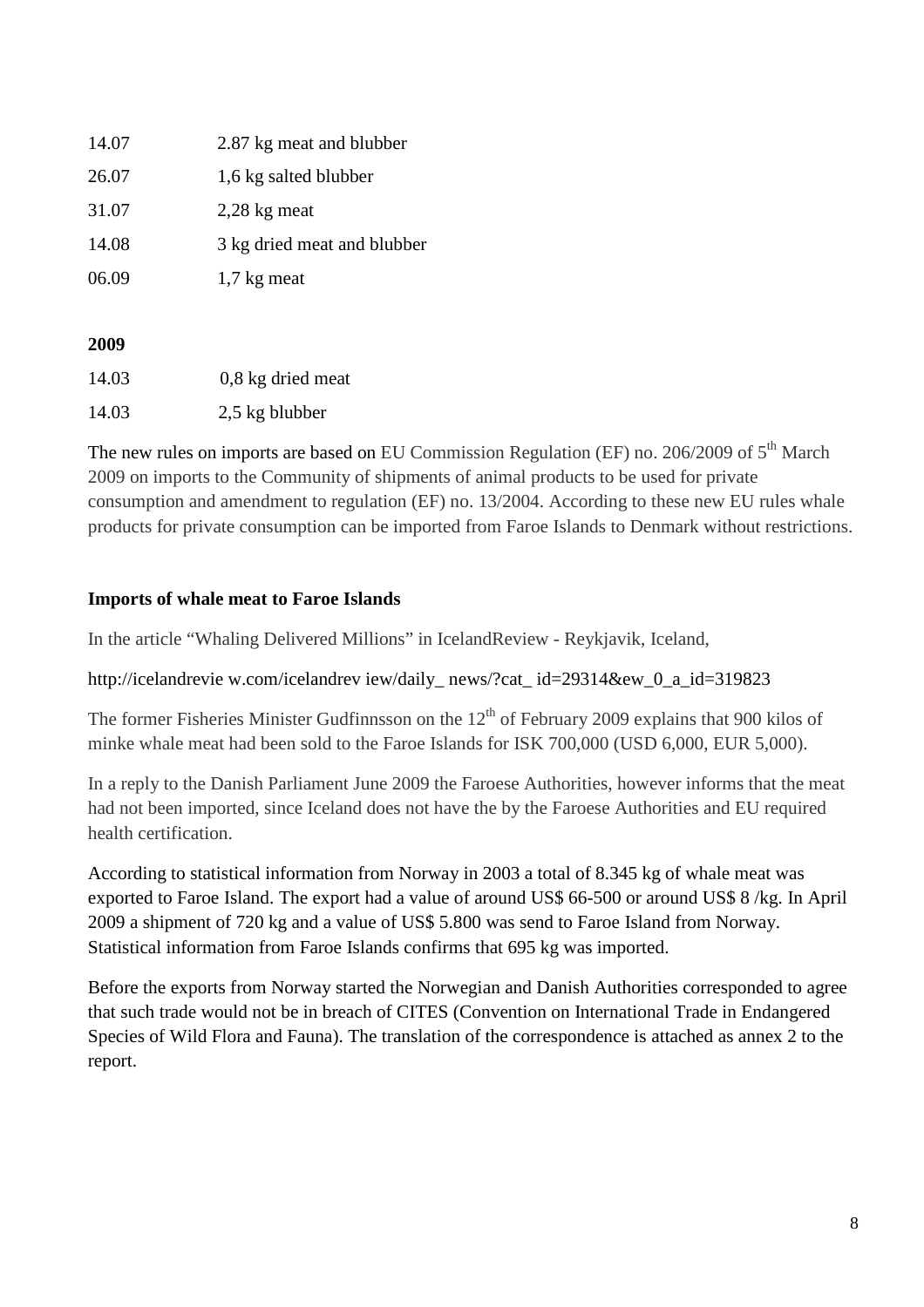| | |
|---|---|
| 14.07 | 2.87 kg meat and blubber |
| 26.07 | 1,6 kg salted blubber |
| 31.07 | 2,28 kg meat |
| 14.08 | 3 kg dried meat and blubber |
| 06.09 | 1,7 kg meat |

**2009**

| | |
|---|---|
| 14.03 | 0,8 kg dried meat |
| 14.03 | 2,5 kg blubber |

The new rules on imports are based on EU Commission Regulation (EF) no. 206/2009 of 5th March 2009 on imports to the Community of shipments of animal products to be used for private consumption and amendment to regulation (EF) no. 13/2004. According to these new EU rules whale products for private consumption can be imported from Faroe Islands to Denmark without restrictions.

**Imports of whale meat to Faroe Islands**

In the article "Whaling Delivered Millions" in IcelandReview - Reykjavik, Iceland,

http://icelandrevie w.com/icelandrev iew/daily_ news/?cat_ id=29314&ew_0_a_id=319823

The former Fisheries Minister Gudfinnsson on the 12th of February 2009 explains that 900 kilos of minke whale meat had been sold to the Faroe Islands for ISK 700,000 (USD 6,000, EUR 5,000).

In a reply to the Danish Parliament June 2009 the Faroese Authorities, however informs that the meat had not been imported, since Iceland does not have the by the Faroese Authorities and EU required health certification.

According to statistical information from Norway in 2003 a total of 8.345 kg of whale meat was exported to Faroe Island. The export had a value of around US$ 66-500 or around US$ 8 /kg. In April 2009 a shipment of 720 kg and a value of US$ 5.800 was send to Faroe Island from Norway. Statistical information from Faroe Islands confirms that 695 kg was imported.

Before the exports from Norway started the Norwegian and Danish Authorities corresponded to agree that such trade would not be in breach of CITES (Convention on International Trade in Endangered Species of Wild Flora and Fauna). The translation of the correspondence is attached as annex 2 to the report.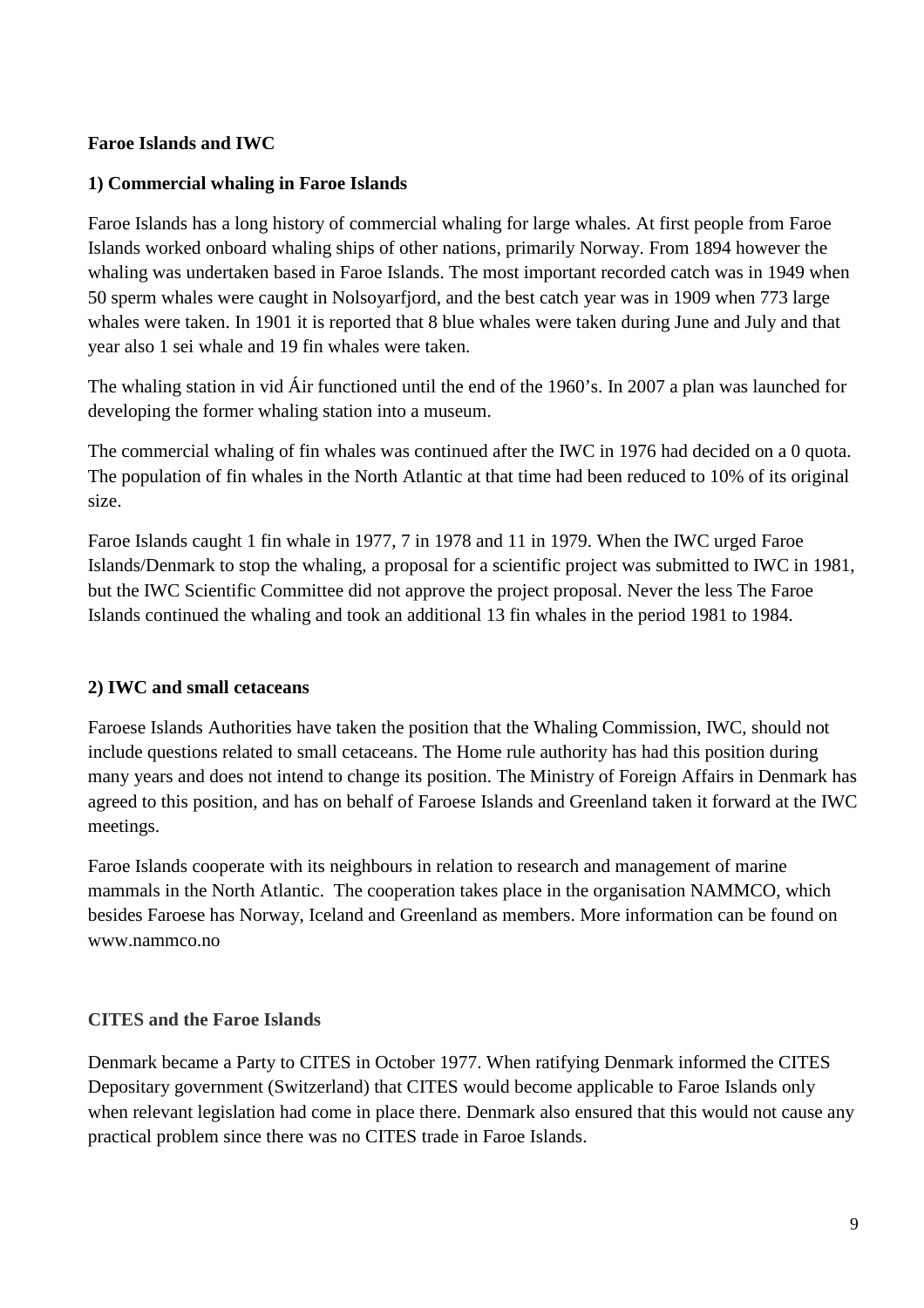**Faroe Islands and IWC**

**1) Commercial whaling in Faroe Islands**

Faroe Islands has a long history of commercial whaling for large whales. At first people from Faroe Islands worked onboard whaling ships of other nations, primarily Norway. From 1894 however the whaling was undertaken based in Faroe Islands. The most important recorded catch was in 1949 when 50 sperm whales were caught in Nolsoyarfjord, and the best catch year was in 1909 when 773 large whales were taken. In 1901 it is reported that 8 blue whales were taken during June and July and that year also 1 sei whale and 19 fin whales were taken.

The whaling station in vid Áir functioned until the end of the 1960's. In 2007 a plan was launched for developing the former whaling station into a museum.

The commercial whaling of fin whales was continued after the IWC in 1976 had decided on a 0 quota. The population of fin whales in the North Atlantic at that time had been reduced to 10% of its original size.

Faroe Islands caught 1 fin whale in 1977, 7 in 1978 and 11 in 1979. When the IWC urged Faroe Islands/Denmark to stop the whaling, a proposal for a scientific project was submitted to IWC in 1981, but the IWC Scientific Committee did not approve the project proposal. Never the less The Faroe Islands continued the whaling and took an additional 13 fin whales in the period 1981 to 1984.

**2) IWC and small cetaceans**

Faroese Islands Authorities have taken the position that the Whaling Commission, IWC, should not include questions related to small cetaceans. The Home rule authority has had this position during many years and does not intend to change its position. The Ministry of Foreign Affairs in Denmark has agreed to this position, and has on behalf of Faroese Islands and Greenland taken it forward at the IWC meetings.

Faroe Islands cooperate with its neighbours in relation to research and management of marine mammals in the North Atlantic. The cooperation takes place in the organisation NAMMCO, which besides Faroese has Norway, Iceland and Greenland as members. More information can be found on www.nammco.no

**CITES and the Faroe Islands**

Denmark became a Party to CITES in October 1977. When ratifying Denmark informed the CITES Depositary government (Switzerland) that CITES would become applicable to Faroe Islands only when relevant legislation had come in place there. Denmark also ensured that this would not cause any practical problem since there was no CITES trade in Faroe Islands.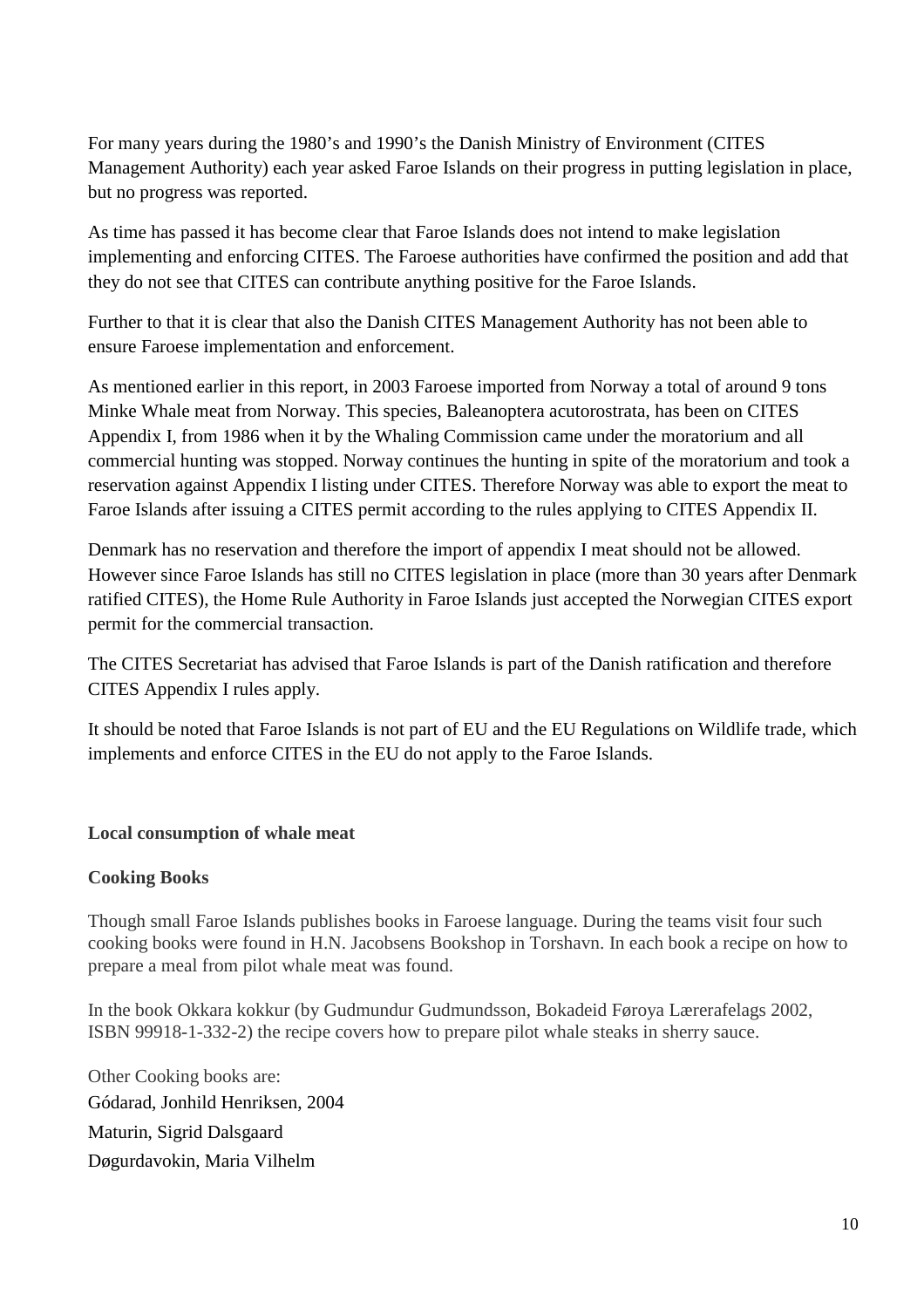For many years during the 1980's and 1990's the Danish Ministry of Environment (CITES Management Authority) each year asked Faroe Islands on their progress in putting legislation in place, but no progress was reported.

As time has passed it has become clear that Faroe Islands does not intend to make legislation implementing and enforcing CITES. The Faroese authorities have confirmed the position and add that they do not see that CITES can contribute anything positive for the Faroe Islands.

Further to that it is clear that also the Danish CITES Management Authority has not been able to ensure Faroese implementation and enforcement.

As mentioned earlier in this report, in 2003 Faroese imported from Norway a total of around 9 tons Minke Whale meat from Norway. This species, Baleanoptera acutorostrata, has been on CITES Appendix I, from 1986 when it by the Whaling Commission came under the moratorium and all commercial hunting was stopped. Norway continues the hunting in spite of the moratorium and took a reservation against Appendix I listing under CITES. Therefore Norway was able to export the meat to Faroe Islands after issuing a CITES permit according to the rules applying to CITES Appendix II.

Denmark has no reservation and therefore the import of appendix I meat should not be allowed. However since Faroe Islands has still no CITES legislation in place (more than 30 years after Denmark ratified CITES), the Home Rule Authority in Faroe Islands just accepted the Norwegian CITES export permit for the commercial transaction.

The CITES Secretariat has advised that Faroe Islands is part of the Danish ratification and therefore CITES Appendix I rules apply.

It should be noted that Faroe Islands is not part of EU and the EU Regulations on Wildlife trade, which implements and enforce CITES in the EU do not apply to the Faroe Islands.

**Local consumption of whale meat**

**Cooking Books**

Though small Faroe Islands publishes books in Faroese language. During the teams visit four such cooking books were found in H.N. Jacobsens Bookshop in Torshavn. In each book a recipe on how to prepare a meal from pilot whale meat was found.

In the book Okkara kokkur (by Gudmundur Gudmundsson, Bokadeid Føroya Lærerafelags 2002, ISBN 99918-1-332-2) the recipe covers how to prepare pilot whale steaks in sherry sauce.

Other Cooking books are:

Gódarad, Jonhild Henriksen, 2004

Maturin, Sigrid Dalsgaard

Døgurdavokin, Maria Vilhelm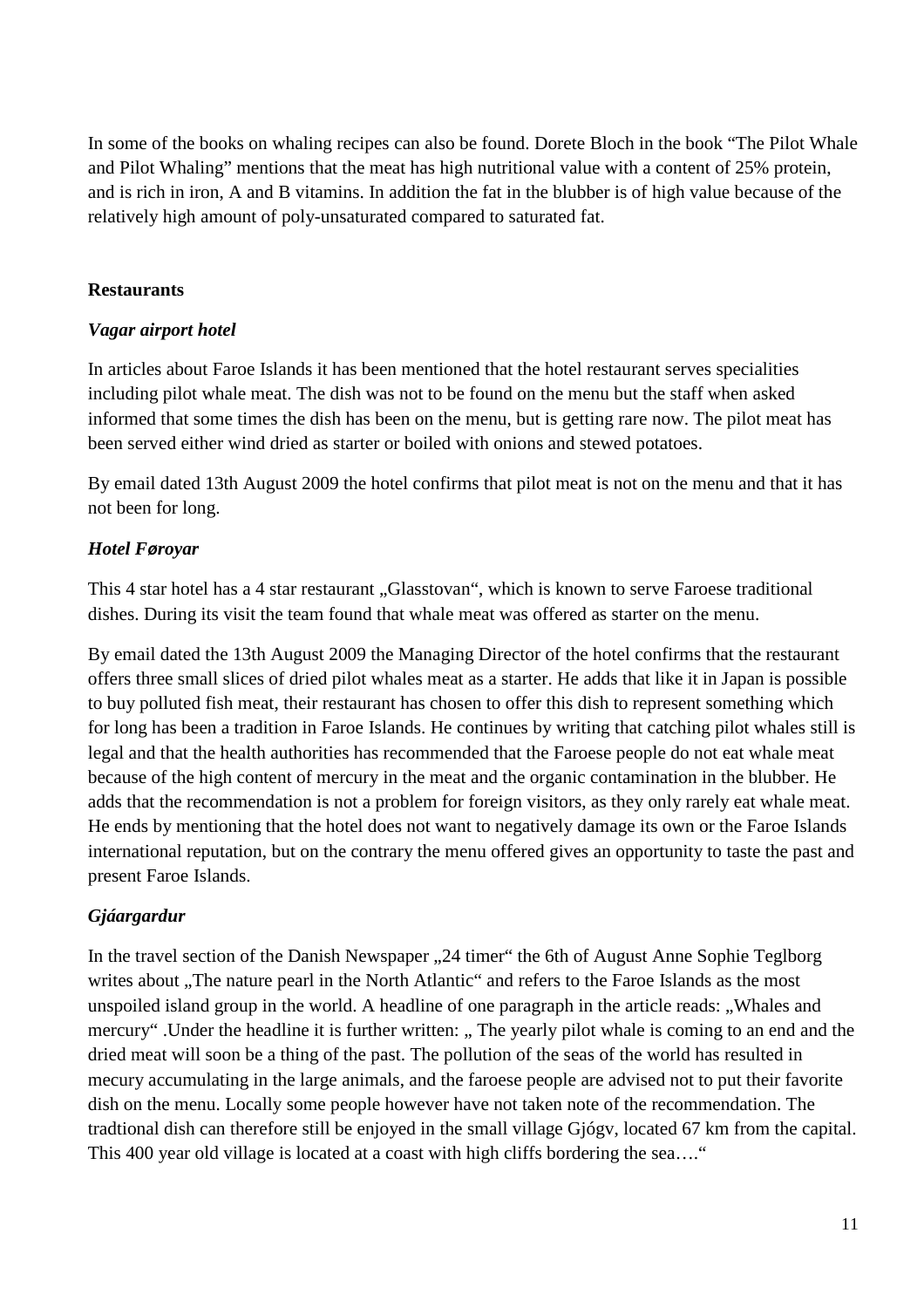In some of the books on whaling recipes can also be found. Dorete Bloch in the book “The Pilot Whale and Pilot Whaling” mentions that the meat has high nutritional value with a content of 25% protein, and is rich in iron, A and B vitamins. In addition the fat in the blubber is of high value because of the relatively high amount of poly-unsaturated compared to saturated fat.

**Restaurants**

***Vagar airport hotel***

In articles about Faroe Islands it has been mentioned that the hotel restaurant serves specialities including pilot whale meat. The dish was not to be found on the menu but the staff when asked informed that some times the dish has been on the menu, but is getting rare now. The pilot meat has been served either wind dried as starter or boiled with onions and stewed potatoes.

By email dated 13th August 2009 the hotel confirms that pilot meat is not on the menu and that it has not been for long.

***Hotel Føroyar***

This 4 star hotel has a 4 star restaurant „Glasstovan“, which is known to serve Faroese traditional dishes. During its visit the team found that whale meat was offered as starter on the menu.

By email dated the 13th August 2009 the Managing Director of the hotel confirms that the restaurant offers three small slices of dried pilot whales meat as a starter. He adds that like it in Japan is possible to buy polluted fish meat, their restaurant has chosen to offer this dish to represent something which for long has been a tradition in Faroe Islands. He continues by writing that catching pilot whales still is legal and that the health authorities has recommended that the Faroese people do not eat whale meat because of the high content of mercury in the meat and the organic contamination in the blubber. He adds that the recommendation is not a problem for foreign visitors, as they only rarely eat whale meat. He ends by mentioning that the hotel does not want to negatively damage its own or the Faroe Islands international reputation, but on the contrary the menu offered gives an opportunity to taste the past and present Faroe Islands.

***Gjáargardur***

In the travel section of the Danish Newspaper „24 timer“ the 6th of August Anne Sophie Teglborg writes about „The nature pearl in the North Atlantic“ and refers to the Faroe Islands as the most unspoiled island group in the world. A headline of one paragraph in the article reads: „Whales and mercury“ .Under the headline it is further written: „ The yearly pilot whale is coming to an end and the dried meat will soon be a thing of the past. The pollution of the seas of the world has resulted in mecury accumulating in the large animals, and the faroese people are advised not to put their favorite dish on the menu. Locally some people however have not taken note of the recommendation. The tradtional dish can therefore still be enjoyed in the small village Gjógv, located 67 km from the capital. This 400 year old village is located at a coast with high cliffs bordering the sea….“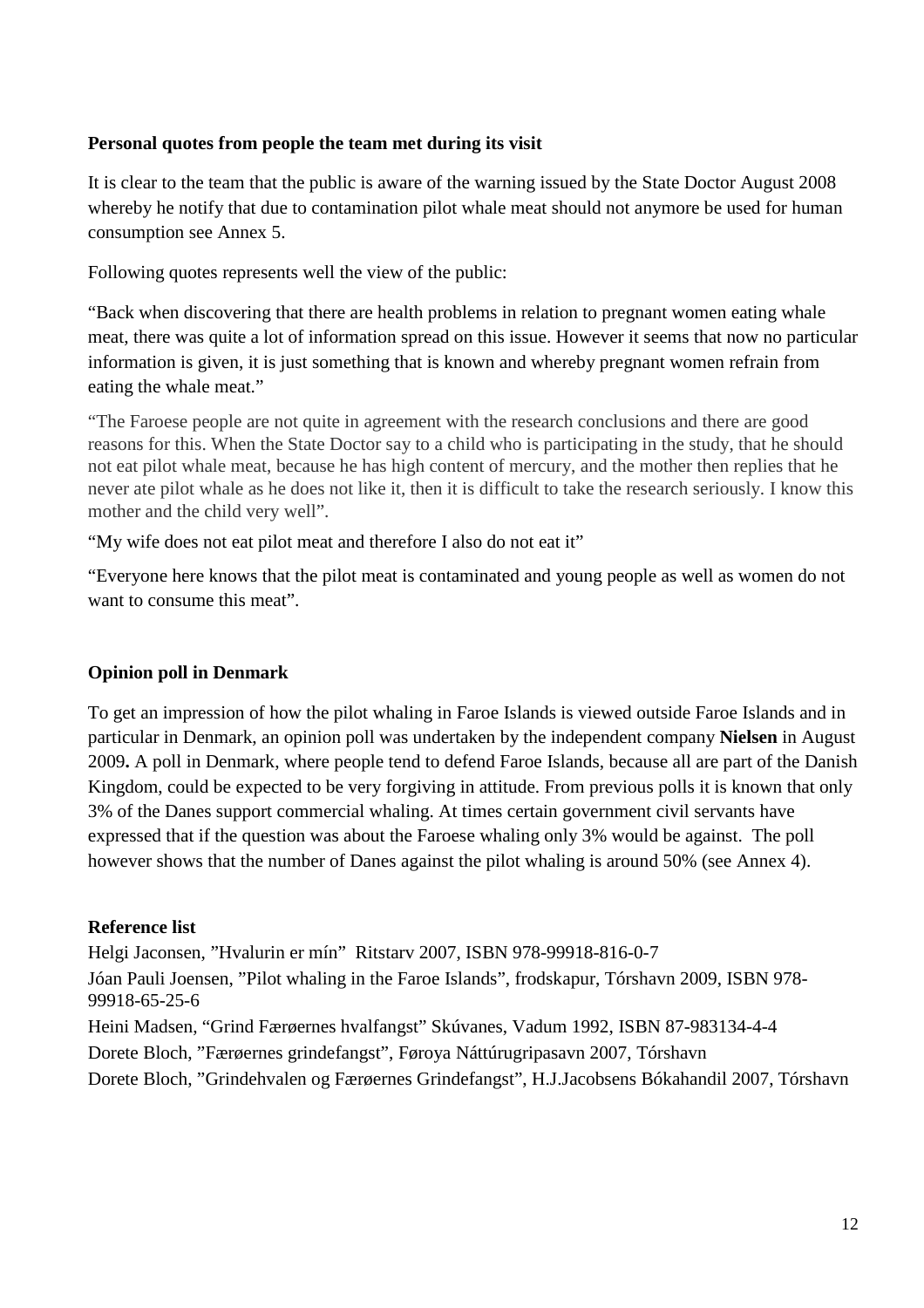**Personal quotes from people the team met during its visit**

It is clear to the team that the public is aware of the warning issued by the State Doctor August 2008 whereby he notify that due to contamination pilot whale meat should not anymore be used for human consumption see Annex 5.

Following quotes represents well the view of the public:

"Back when discovering that there are health problems in relation to pregnant women eating whale meat, there was quite a lot of information spread on this issue. However it seems that now no particular information is given, it is just something that is known and whereby pregnant women refrain from eating the whale meat."

"The Faroese people are not quite in agreement with the research conclusions and there are good reasons for this. When the State Doctor say to a child who is participating in the study, that he should not eat pilot whale meat, because he has high content of mercury, and the mother then replies that he never ate pilot whale as he does not like it, then it is difficult to take the research seriously. I know this mother and the child very well".

"My wife does not eat pilot meat and therefore I also do not eat it"

"Everyone here knows that the pilot meat is contaminated and young people as well as women do not want to consume this meat".

**Opinion poll in Denmark**

To get an impression of how the pilot whaling in Faroe Islands is viewed outside Faroe Islands and in particular in Denmark, an opinion poll was undertaken by the independent company **Nielsen** in August 2009**.** A poll in Denmark, where people tend to defend Faroe Islands, because all are part of the Danish Kingdom, could be expected to be very forgiving in attitude. From previous polls it is known that only 3% of the Danes support commercial whaling. At times certain government civil servants have expressed that if the question was about the Faroese whaling only 3% would be against. The poll however shows that the number of Danes against the pilot whaling is around 50% (see Annex 4).

**Reference list**

Helgi Jaconsen, "Hvalurin er mín" Ritstarv 2007, ISBN 978-99918-816-0-7

Jóan Pauli Joensen, "Pilot whaling in the Faroe Islands", frodskapur, Tórshavn 2009, ISBN 978-99918-65-25-6

Heini Madsen, "Grind Færøernes hvalfangst" Skúvanes, Vadum 1992, ISBN 87-983134-4-4

Dorete Bloch, "Færøernes grindefangst", Føroya Náttúrugripasavn 2007, Tórshavn

Dorete Bloch, "Grindehvalen og Færøernes Grindefangst", H.J.Jacobsens Bókahandil 2007, Tórshavn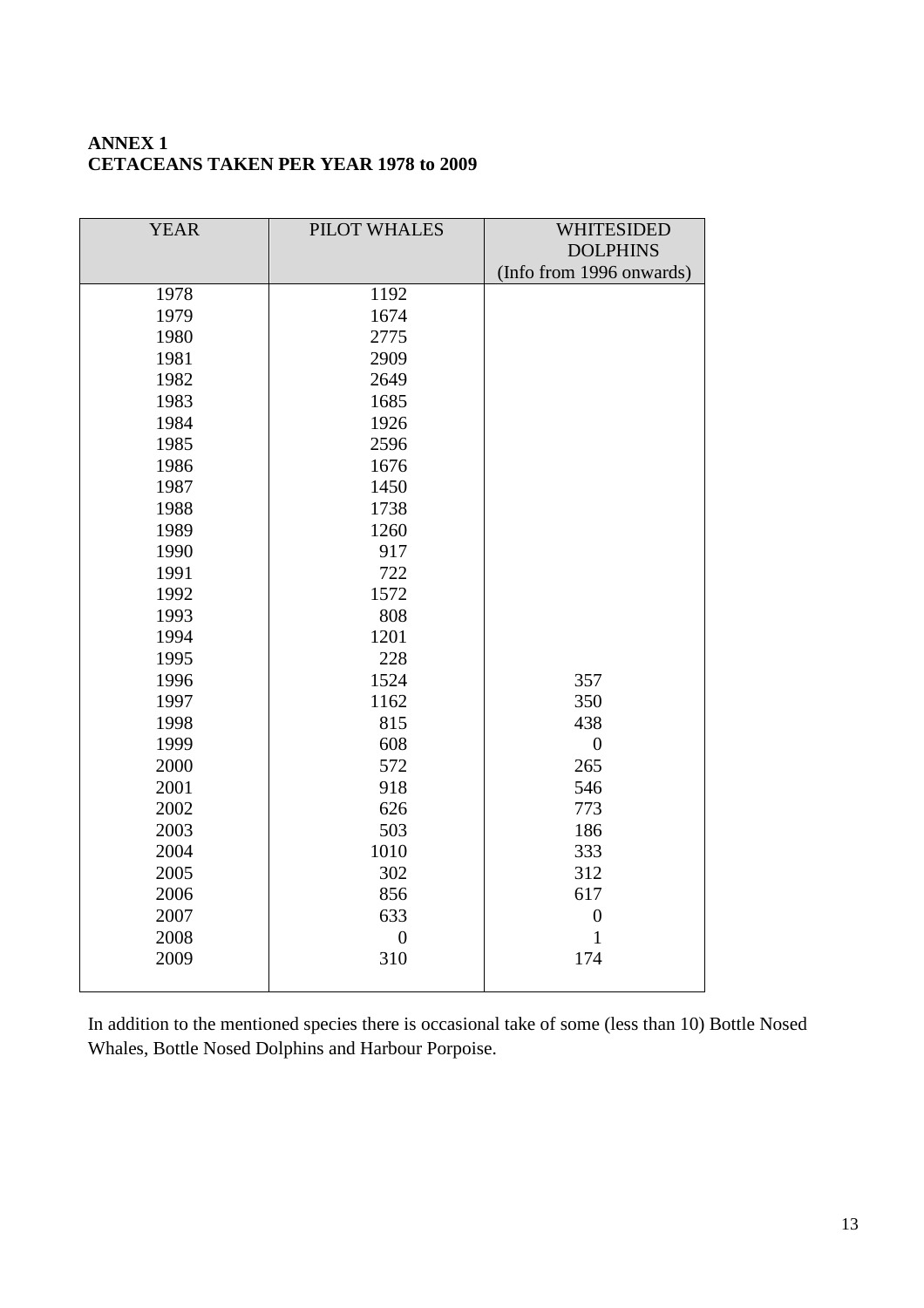**ANNEX 1**
**CETACEANS TAKEN PER YEAR 1978 to 2009**

| YEAR | PILOT WHALES | WHITESIDED DOLPHINS (Info from 1996 onwards) |
|---|---|---|
| 1978 | 1192 | |
| 1979 | 1674 | |
| 1980 | 2775 | |
| 1981 | 2909 | |
| 1982 | 2649 | |
| 1983 | 1685 | |
| 1984 | 1926 | |
| 1985 | 2596 | |
| 1986 | 1676 | |
| 1987 | 1450 | |
| 1988 | 1738 | |
| 1989 | 1260 | |
| 1990 | 917 | |
| 1991 | 722 | |
| 1992 | 1572 | |
| 1993 | 808 | |
| 1994 | 1201 | |
| 1995 | 228 | |
| 1996 | 1524 | 357 |
| 1997 | 1162 | 350 |
| 1998 | 815 | 438 |
| 1999 | 608 | 0 |
| 2000 | 572 | 265 |
| 2001 | 918 | 546 |
| 2002 | 626 | 773 |
| 2003 | 503 | 186 |
| 2004 | 1010 | 333 |
| 2005 | 302 | 312 |
| 2006 | 856 | 617 |
| 2007 | 633 | 0 |
| 2008 | 0 | 1 |
| 2009 | 310 | 174 |

In addition to the mentioned species there is occasional take of some (less than 10) Bottle Nosed Whales, Bottle Nosed Dolphins and Harbour Porpoise.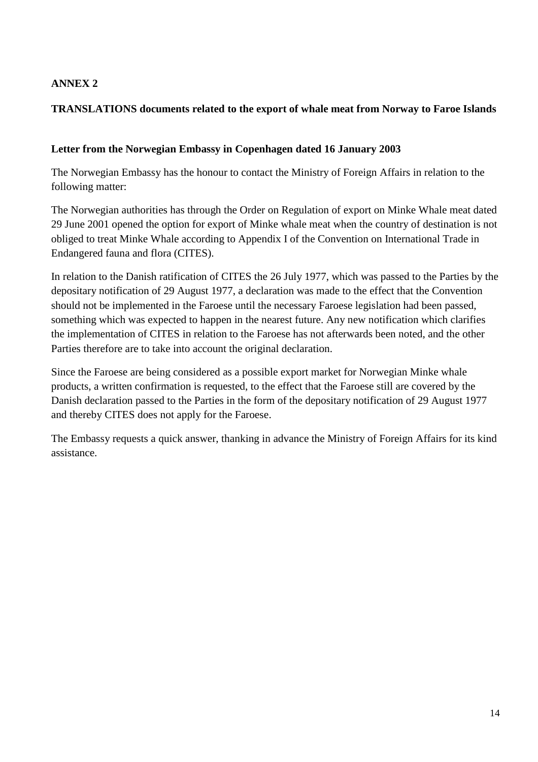**ANNEX 2**

**TRANSLATIONS documents related to the export of whale meat from Norway to Faroe Islands**

**Letter from the Norwegian Embassy in Copenhagen dated 16 January 2003**

The Norwegian Embassy has the honour to contact the Ministry of Foreign Affairs in relation to the following matter:

The Norwegian authorities has through the Order on Regulation of export on Minke Whale meat dated 29 June 2001 opened the option for export of Minke whale meat when the country of destination is not obliged to treat Minke Whale according to Appendix I of the Convention on International Trade in Endangered fauna and flora (CITES).

In relation to the Danish ratification of CITES the 26 July 1977, which was passed to the Parties by the depositary notification of 29 August 1977, a declaration was made to the effect that the Convention should not be implemented in the Faroese until the necessary Faroese legislation had been passed, something which was expected to happen in the nearest future. Any new notification which clarifies the implementation of CITES in relation to the Faroese has not afterwards been noted, and the other Parties therefore are to take into account the original declaration.

Since the Faroese are being considered as a possible export market for Norwegian Minke whale products, a written confirmation is requested, to the effect that the Faroese still are covered by the Danish declaration passed to the Parties in the form of the depositary notification of 29 August 1977 and thereby CITES does not apply for the Faroese.

The Embassy requests a quick answer, thanking in advance the Ministry of Foreign Affairs for its kind assistance.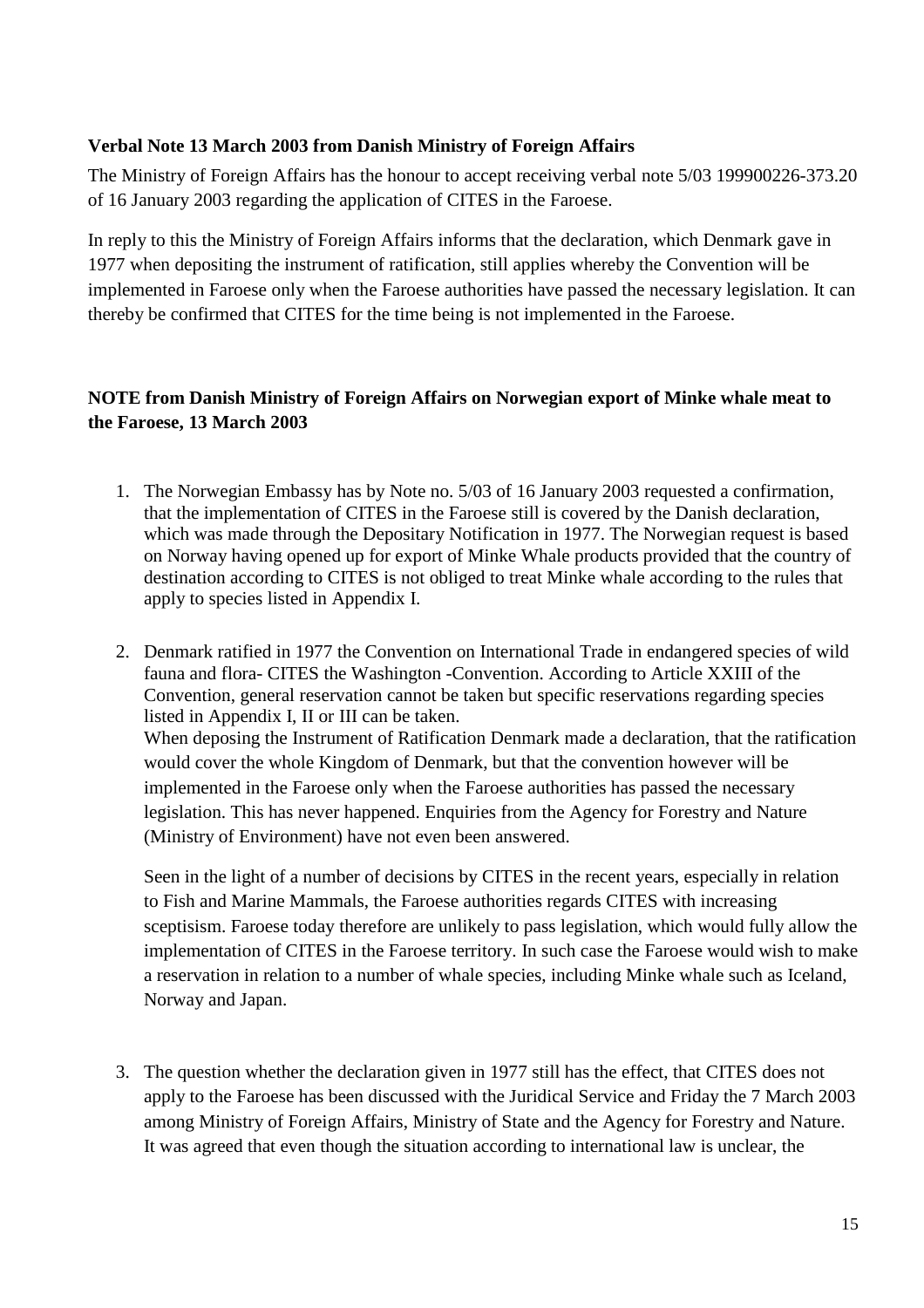**Verbal Note 13 March 2003 from Danish Ministry of Foreign Affairs**

The Ministry of Foreign Affairs has the honour to accept receiving verbal note 5/03 199900226-373.20 of 16 January 2003 regarding the application of CITES in the Faroese.

In reply to this the Ministry of Foreign Affairs informs that the declaration, which Denmark gave in 1977 when depositing the instrument of ratification, still applies whereby the Convention will be implemented in Faroese only when the Faroese authorities have passed the necessary legislation. It can thereby be confirmed that CITES for the time being is not implemented in the Faroese.

**NOTE from Danish Ministry of Foreign Affairs on Norwegian export of Minke whale meat to the Faroese, 13 March 2003**

1. The Norwegian Embassy has by Note no. 5/03 of 16 January 2003 requested a confirmation, that the implementation of CITES in the Faroese still is covered by the Danish declaration, which was made through the Depositary Notification in 1977. The Norwegian request is based on Norway having opened up for export of Minke Whale products provided that the country of destination according to CITES is not obliged to treat Minke whale according to the rules that apply to species listed in Appendix I.

2. Denmark ratified in 1977 the Convention on International Trade in endangered species of wild fauna and flora- CITES the Washington -Convention. According to Article XXIII of the Convention, general reservation cannot be taken but specific reservations regarding species listed in Appendix I, II or III can be taken.
   When deposing the Instrument of Ratification Denmark made a declaration, that the ratification would cover the whole Kingdom of Denmark, but that the convention however will be implemented in the Faroese only when the Faroese authorities has passed the necessary legislation. This has never happened. Enquiries from the Agency for Forestry and Nature (Ministry of Environment) have not even been answered.

   Seen in the light of a number of decisions by CITES in the recent years, especially in relation to Fish and Marine Mammals, the Faroese authorities regards CITES with increasing sceptisism. Faroese today therefore are unlikely to pass legislation, which would fully allow the implementation of CITES in the Faroese territory. In such case the Faroese would wish to make a reservation in relation to a number of whale species, including Minke whale such as Iceland, Norway and Japan.

3. The question whether the declaration given in 1977 still has the effect, that CITES does not apply to the Faroese has been discussed with the Juridical Service and Friday the 7 March 2003 among Ministry of Foreign Affairs, Ministry of State and the Agency for Forestry and Nature. It was agreed that even though the situation according to international law is unclear, the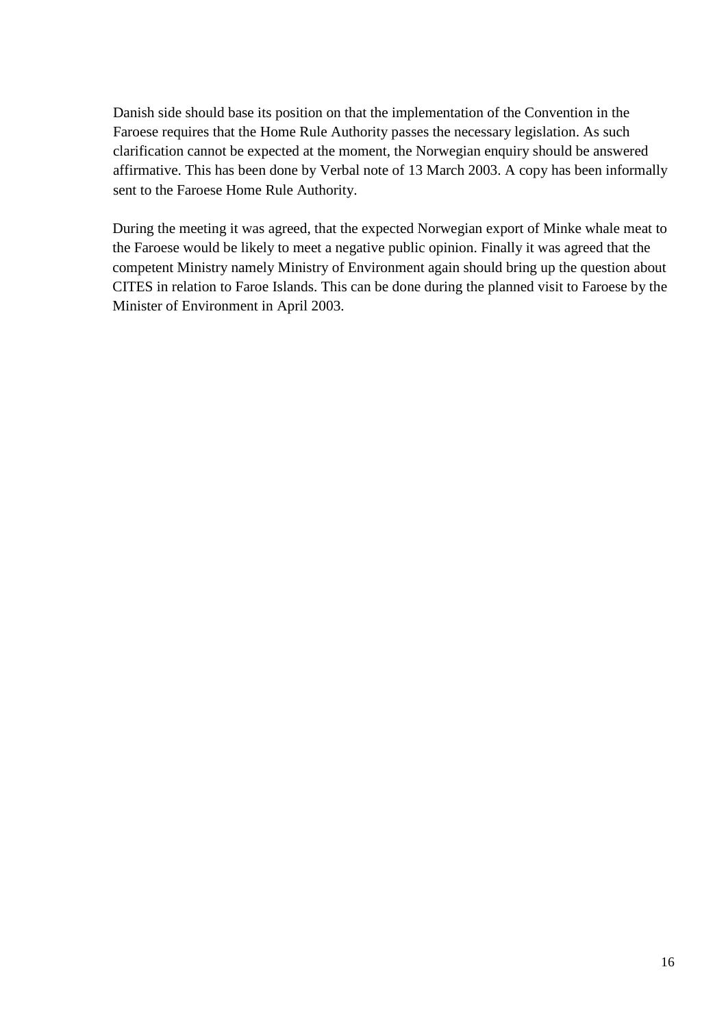Danish side should base its position on that the implementation of the Convention in the Faroese requires that the Home Rule Authority passes the necessary legislation. As such clarification cannot be expected at the moment, the Norwegian enquiry should be answered affirmative. This has been done by Verbal note of 13 March 2003. A copy has been informally sent to the Faroese Home Rule Authority.

During the meeting it was agreed, that the expected Norwegian export of Minke whale meat to the Faroese would be likely to meet a negative public opinion. Finally it was agreed that the competent Ministry namely Ministry of Environment again should bring up the question about CITES in relation to Faroe Islands. This can be done during the planned visit to Faroese by the Minister of Environment in April 2003.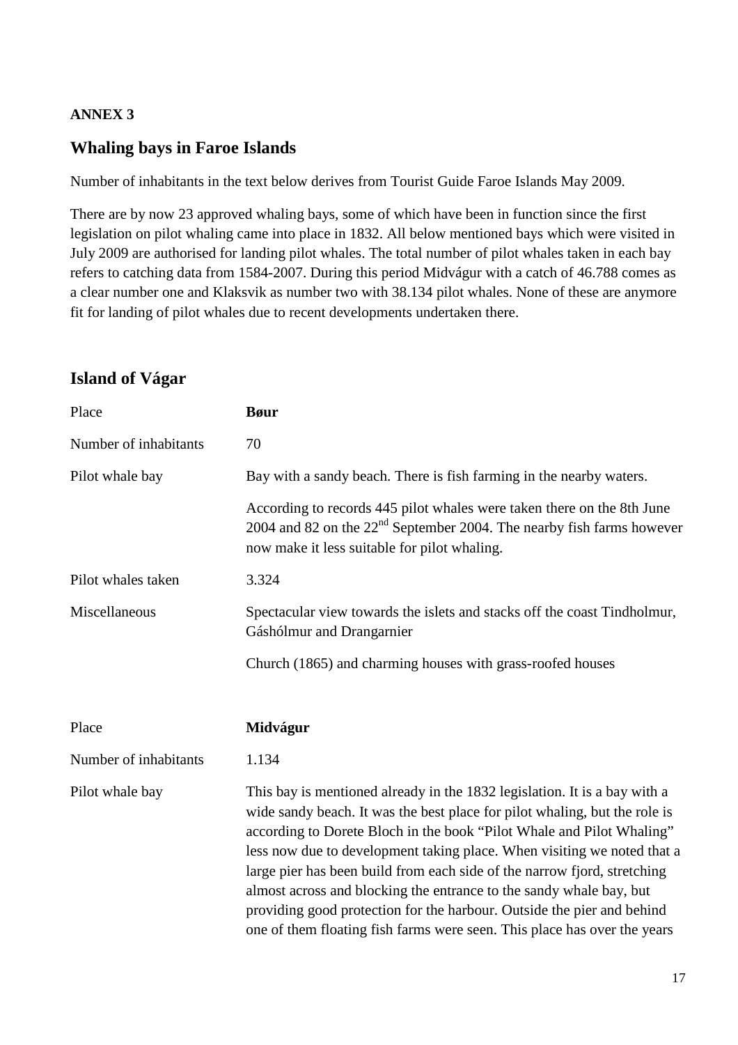**ANNEX 3**

## Whaling bays in Faroe Islands

Number of inhabitants in the text below derives from Tourist Guide Faroe Islands May 2009.

There are by now 23 approved whaling bays, some of which have been in function since the first legislation on pilot whaling came into place in 1832. All below mentioned bays which were visited in July 2009 are authorised for landing pilot whales. The total number of pilot whales taken in each bay refers to catching data from 1584-2007. During this period Midvágur with a catch of 46.788 comes as a clear number one and Klaksvik as number two with 38.134 pilot whales. None of these are anymore fit for landing of pilot whales due to recent developments undertaken there.

## Island of Vágar

| Place | **Bøur** |
|---|---|
| Number of inhabitants | 70 |
| Pilot whale bay | Bay with a sandy beach. There is fish farming in the nearby waters.<br><br>According to records 445 pilot whales were taken there on the 8th June 2004 and 82 on the 22nd September 2004. The nearby fish farms however now make it less suitable for pilot whaling. |
| Pilot whales taken | 3.324 |
| Miscellaneous | Spectacular view towards the islets and stacks off the coast Tindholmur, Gáshólmur and Drangarnier<br><br>Church (1865) and charming houses with grass-roofed houses |

| Place | **Midvágur** |
|---|---|
| Number of inhabitants | 1.134 |
| Pilot whale bay | This bay is mentioned already in the 1832 legislation. It is a bay with a wide sandy beach. It was the best place for pilot whaling, but the role is according to Dorete Bloch in the book "Pilot Whale and Pilot Whaling" less now due to development taking place. When visiting we noted that a large pier has been build from each side of the narrow fjord, stretching almost across and blocking the entrance to the sandy whale bay, but providing good protection for the harbour. Outside the pier and behind one of them floating fish farms were seen. This place has over the years |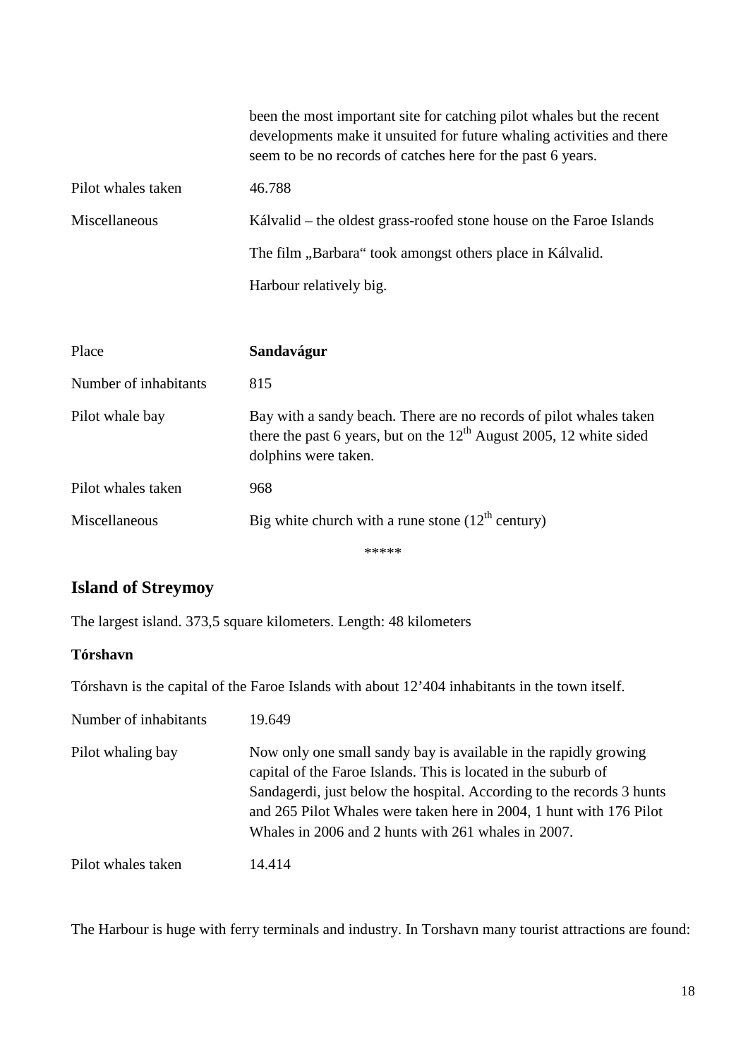| | |
|---|---|
| | been the most important site for catching pilot whales but the recent developments make it unsuited for future whaling activities and there seem to be no records of catches here for the past 6 years. |
| Pilot whales taken | 46.788 |
| Miscellaneous | Kálvalid – the oldest grass-roofed stone house on the Faroe Islands |
| | The film „Barbara" took amongst others place in Kálvalid. |
| | Harbour relatively big. |

| | |
|---|---|
| Place | **Sandavágur** |
| Number of inhabitants | 815 |
| Pilot whale bay | Bay with a sandy beach. There are no records of pilot whales taken there the past 6 years, but on the 12th August 2005, 12 white sided dolphins were taken. |
| Pilot whales taken | 968 |
| Miscellaneous | Big white church with a rune stone (12th century) |

\*\*\*\*\*

## Island of Streymoy

The largest island. 373,5 square kilometers. Length: 48 kilometers

### Tórshavn

Tórshavn is the capital of the Faroe Islands with about 12'404 inhabitants in the town itself.

| | |
|---|---|
| Number of inhabitants | 19.649 |
| Pilot whaling bay | Now only one small sandy bay is available in the rapidly growing capital of the Faroe Islands. This is located in the suburb of Sandagerdi, just below the hospital. According to the records 3 hunts and 265 Pilot Whales were taken here in 2004, 1 hunt with 176 Pilot Whales in 2006 and 2 hunts with 261 whales in 2007. |
| Pilot whales taken | 14.414 |

The Harbour is huge with ferry terminals and industry. In Torshavn many tourist attractions are found: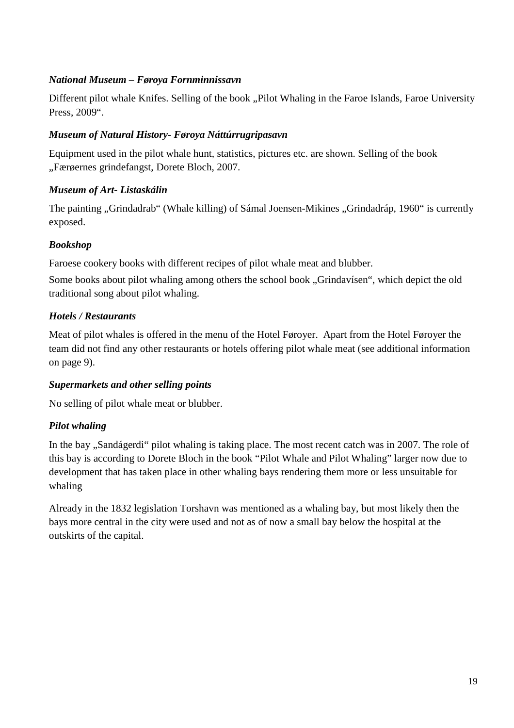***National Museum – Føroya Fornminnissavn***

Different pilot whale Knifes. Selling of the book „Pilot Whaling in the Faroe Islands, Faroe University Press, 2009".

***Museum of Natural History- Føroya Náttúrrugripasavn***

Equipment used in the pilot whale hunt, statistics, pictures etc. are shown. Selling of the book „Færøernes grindefangst, Dorete Bloch, 2007.

***Museum of Art- Listaskálin***

The painting „Grindadrab" (Whale killing) of Sámal Joensen-Mikines „Grindadráp, 1960" is currently exposed.

***Bookshop***

Faroese cookery books with different recipes of pilot whale meat and blubber.

Some books about pilot whaling among others the school book „Grindavísen", which depict the old traditional song about pilot whaling.

***Hotels / Restaurants***

Meat of pilot whales is offered in the menu of the Hotel Føroyer.  Apart from the Hotel Føroyer the team did not find any other restaurants or hotels offering pilot whale meat (see additional information on page 9).

***Supermarkets and other selling points***

No selling of pilot whale meat or blubber.

***Pilot whaling***

In the bay „Sandágerdi" pilot whaling is taking place. The most recent catch was in 2007. The role of this bay is according to Dorete Bloch in the book "Pilot Whale and Pilot Whaling" larger now due to development that has taken place in other whaling bays rendering them more or less unsuitable for whaling

Already in the 1832 legislation Torshavn was mentioned as a whaling bay, but most likely then the bays more central in the city were used and not as of now a small bay below the hospital at the outskirts of the capital.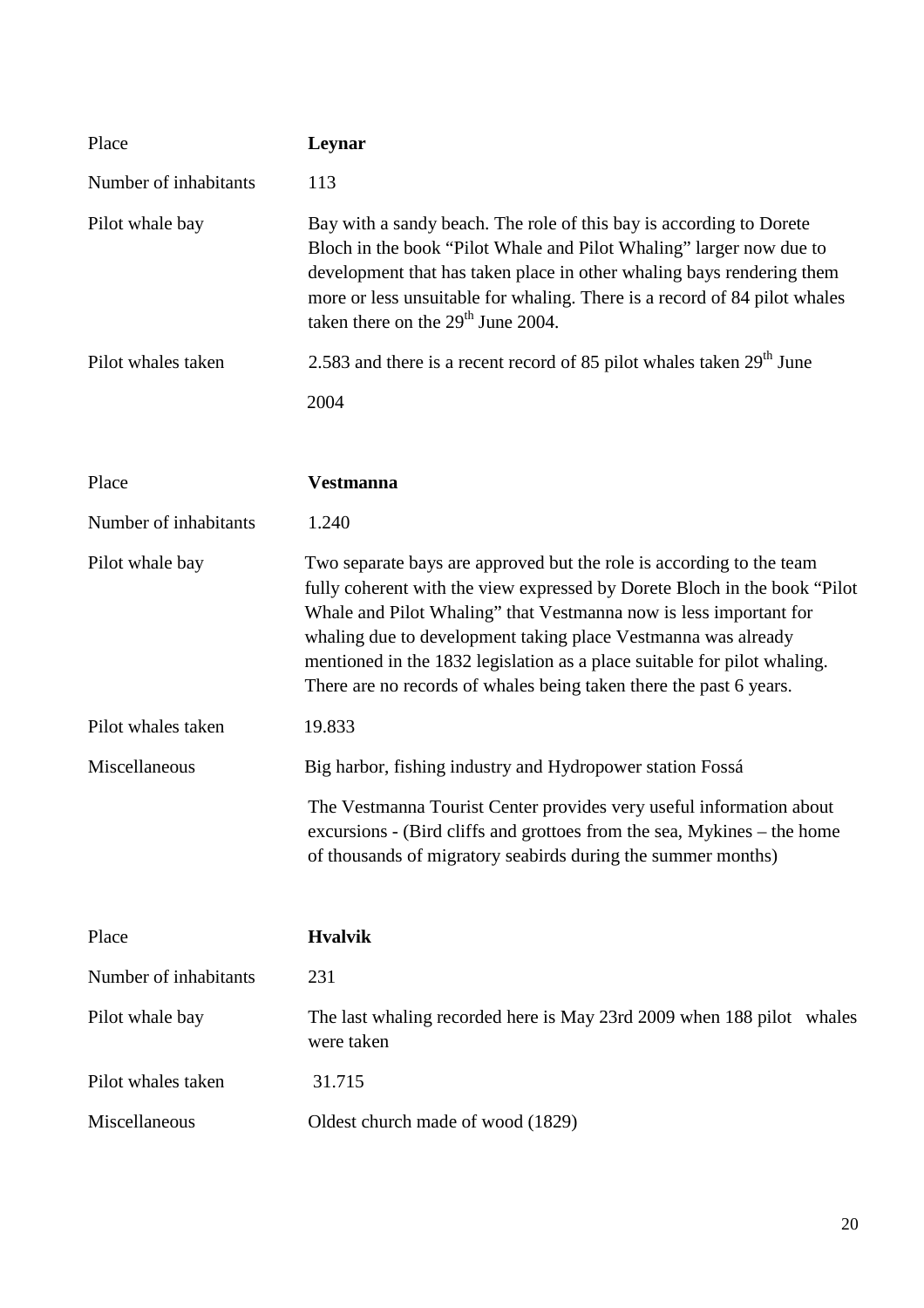| Place | **Leynar** |
|---|---|
| Number of inhabitants | 113 |
| Pilot whale bay | Bay with a sandy beach. The role of this bay is according to Dorete Bloch in the book "Pilot Whale and Pilot Whaling" larger now due to development that has taken place in other whaling bays rendering them more or less unsuitable for whaling. There is a record of 84 pilot whales taken there on the 29th June 2004. |
| Pilot whales taken | 2.583 and there is a recent record of 85 pilot whales taken 29th June 2004 |

| Place | **Vestmanna** |
|---|---|
| Number of inhabitants | 1.240 |
| Pilot whale bay | Two separate bays are approved but the role is according to the team fully coherent with the view expressed by Dorete Bloch in the book "Pilot Whale and Pilot Whaling" that Vestmanna now is less important for whaling due to development taking place Vestmanna was already mentioned in the 1832 legislation as a place suitable for pilot whaling. There are no records of whales being taken there the past 6 years. |
| Pilot whales taken | 19.833 |
| Miscellaneous | Big harbor, fishing industry and Hydropower station Fossá<br>The Vestmanna Tourist Center provides very useful information about excursions - (Bird cliffs and grottoes from the sea, Mykines – the home of thousands of migratory seabirds during the summer months) |

| Place | **Hvalvik** |
|---|---|
| Number of inhabitants | 231 |
| Pilot whale bay | The last whaling recorded here is May 23rd 2009 when 188 pilot whales were taken |
| Pilot whales taken | 31.715 |
| Miscellaneous | Oldest church made of wood (1829) |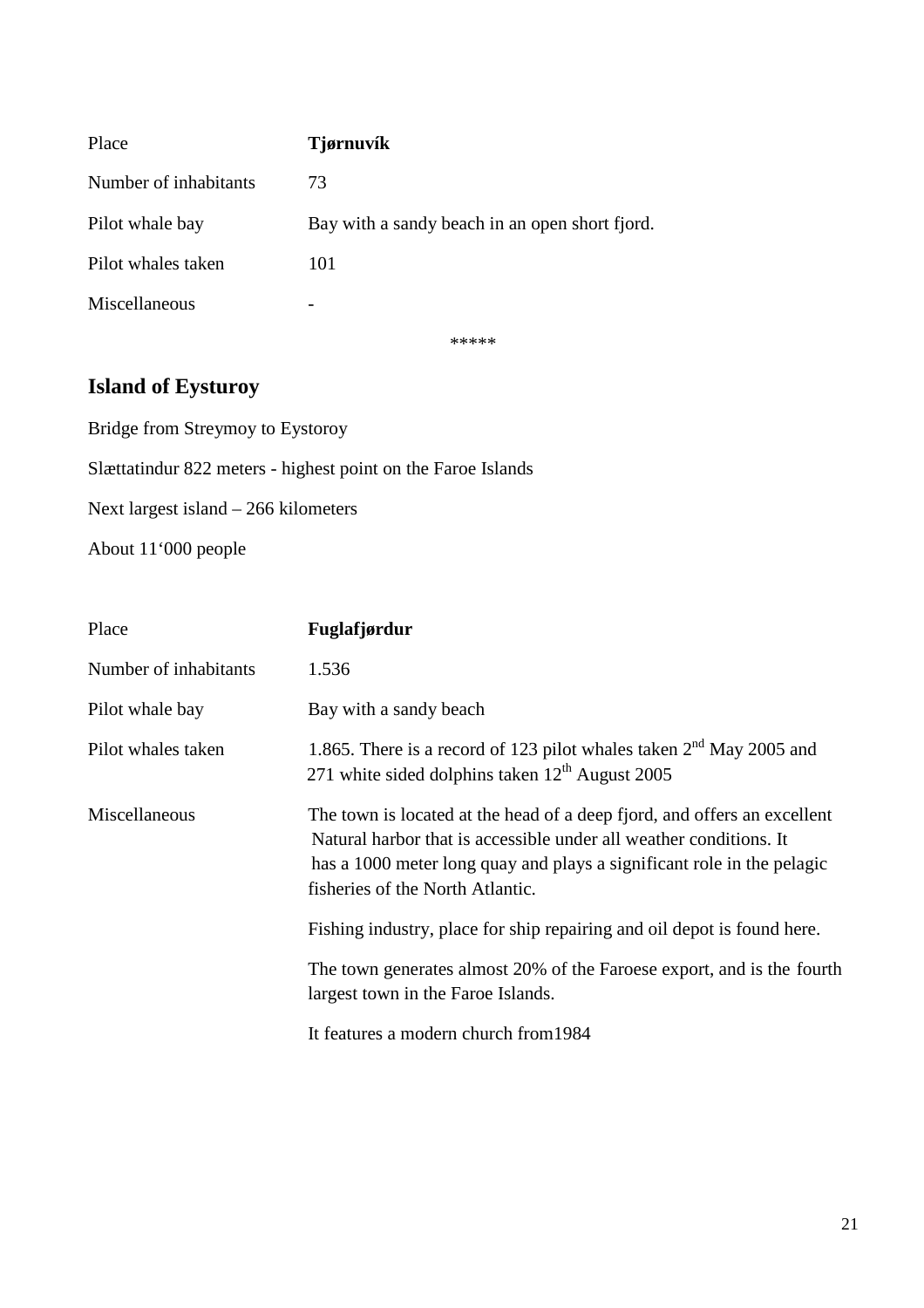| Place | **Tjørnuvík** |
|---|---|
| Number of inhabitants | 73 |
| Pilot whale bay | Bay with a sandy beach in an open short fjord. |
| Pilot whales taken | 101 |
| Miscellaneous | - |

*****

## Island of Eysturoy

Bridge from Streymoy to Eystoroy

Slættatindur 822 meters - highest point on the Faroe Islands

Next largest island – 266 kilometers

About 11‘000 people

| Place | **Fuglafjørdur** |
|---|---|
| Number of inhabitants | 1.536 |
| Pilot whale bay | Bay with a sandy beach |
| Pilot whales taken | 1.865. There is a record of 123 pilot whales taken 2nd May 2005 and 271 white sided dolphins taken 12th August 2005 |
| Miscellaneous | The town is located at the head of a deep fjord, and offers an excellent Natural harbor that is accessible under all weather conditions. It has a 1000 meter long quay and plays a significant role in the pelagic fisheries of the North Atlantic.<br><br>Fishing industry, place for ship repairing and oil depot is found here.<br><br>The town generates almost 20% of the Faroese export, and is the fourth largest town in the Faroe Islands.<br><br>It features a modern church from1984 |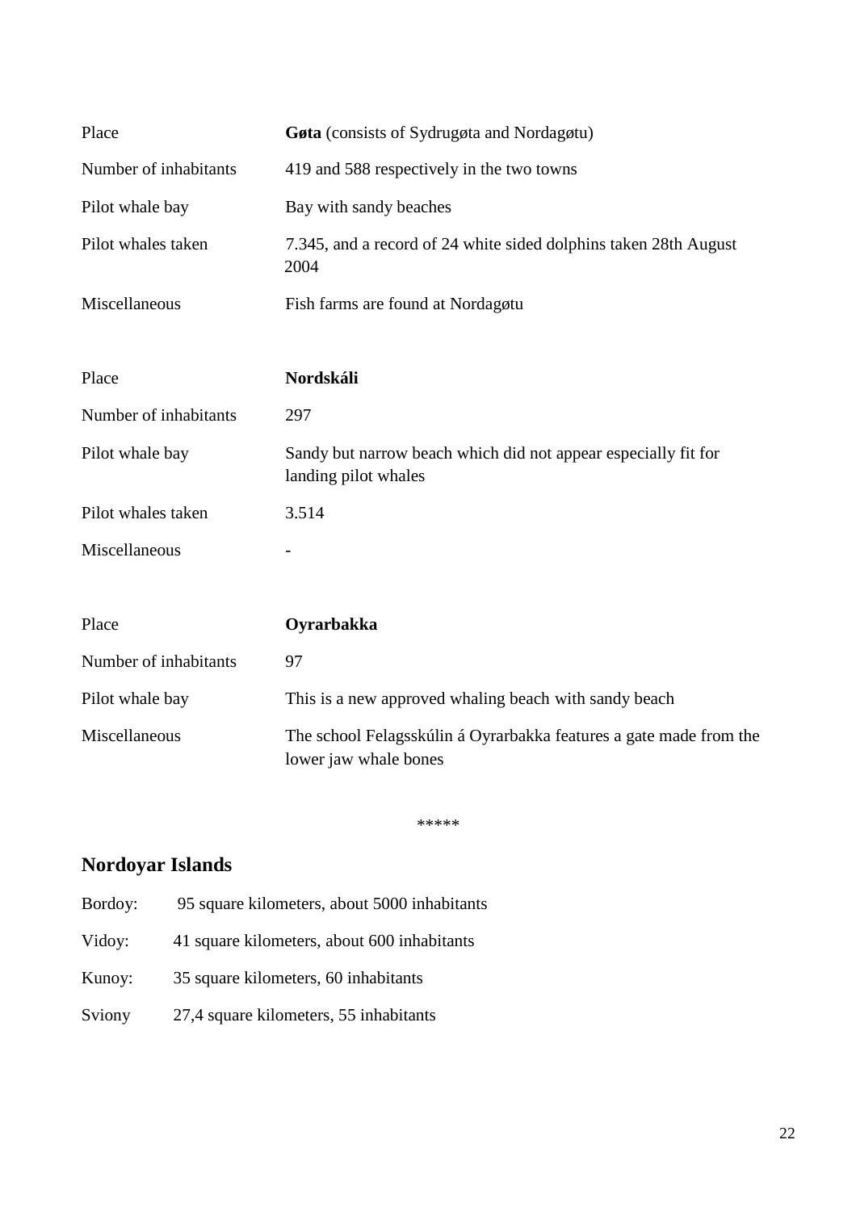| Place | **Gøta** (consists of Sydrugøta and Nordagøtu) |
|---|---|
| Number of inhabitants | 419 and 588 respectively in the two towns |
| Pilot whale bay | Bay with sandy beaches |
| Pilot whales taken | 7.345, and a record of 24 white sided dolphins taken 28th August 2004 |
| Miscellaneous | Fish farms are found at Nordagøtu |

| Place | **Nordskáli** |
|---|---|
| Number of inhabitants | 297 |
| Pilot whale bay | Sandy but narrow beach which did not appear especially fit for landing pilot whales |
| Pilot whales taken | 3.514 |
| Miscellaneous | - |

| Place | **Oyrarbakka** |
|---|---|
| Number of inhabitants | 97 |
| Pilot whale bay | This is a new approved whaling beach with sandy beach |
| Miscellaneous | The school Felagsskúlin á Oyrarbakka features a gate made from the lower jaw whale bones |

*****

## Nordoyar Islands

Bordoy: 95 square kilometers, about 5000 inhabitants

Vidoy: 41 square kilometers, about 600 inhabitants

Kunoy: 35 square kilometers, 60 inhabitants

Sviony 27,4 square kilometers, 55 inhabitants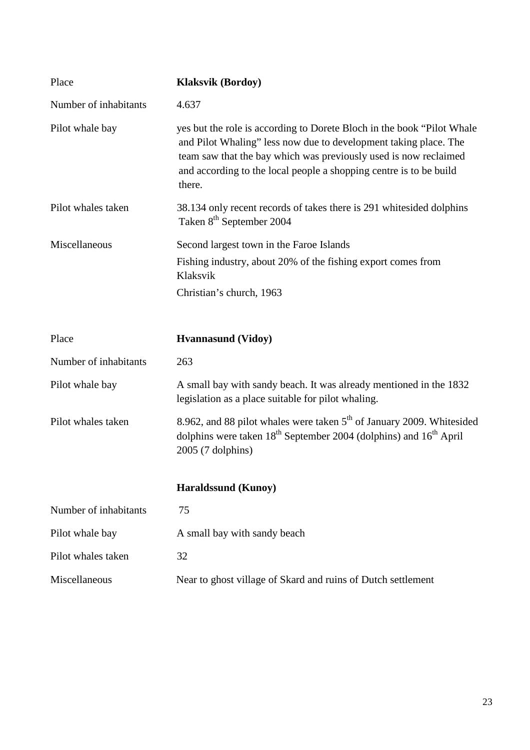| Place | **Klaksvik (Bordoy)** |
|---|---|
| Number of inhabitants | 4.637 |
| Pilot whale bay | yes but the role is according to Dorete Bloch in the book "Pilot Whale and Pilot Whaling" less now due to development taking place. The team saw that the bay which was previously used is now reclaimed and according to the local people a shopping centre is to be build there. |
| Pilot whales taken | 38.134 only recent records of takes there is 291 whitesided dolphins Taken 8th September 2004 |
| Miscellaneous | Second largest town in the Faroe Islands<br>Fishing industry, about 20% of the fishing export comes from Klaksvik<br>Christian's church, 1963 |

| Place | **Hvannasund (Vidoy)** |
|---|---|
| Number of inhabitants | 263 |
| Pilot whale bay | A small bay with sandy beach. It was already mentioned in the 1832 legislation as a place suitable for pilot whaling. |
| Pilot whales taken | 8.962, and 88 pilot whales were taken 5th of January 2009. Whitesided dolphins were taken 18th September 2004 (dolphins) and 16th April 2005 (7 dolphins) |

| | **Haraldssund (Kunoy)** |
|---|---|
| Number of inhabitants | 75 |
| Pilot whale bay | A small bay with sandy beach |
| Pilot whales taken | 32 |
| Miscellaneous | Near to ghost village of Skard and ruins of Dutch settlement |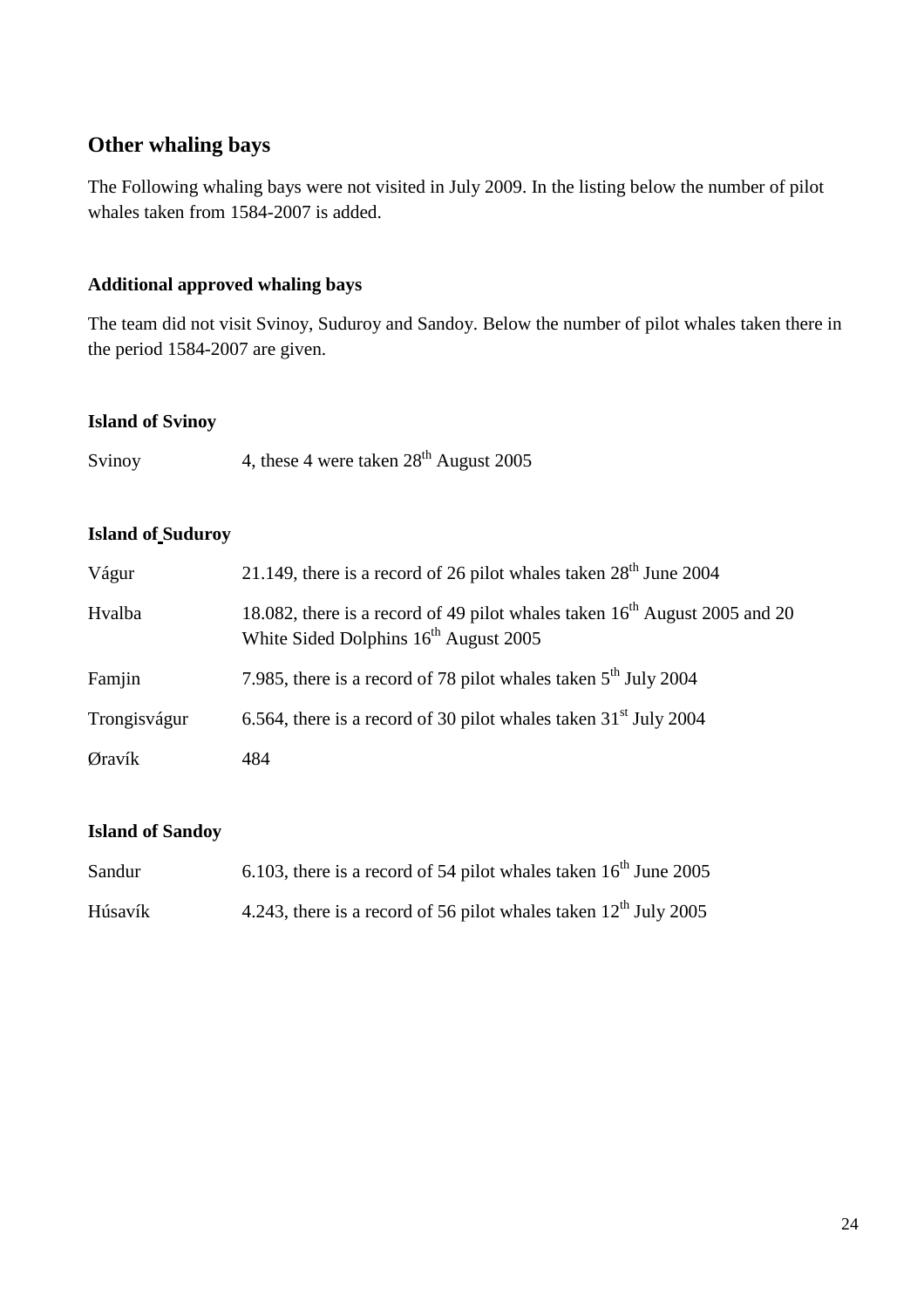## Other whaling bays

The Following whaling bays were not visited in July 2009. In the listing below the number of pilot whales taken from 1584-2007 is added.

### Additional approved whaling bays

The team did not visit Svinoy, Suduroy and Sandoy. Below the number of pilot whales taken there in the period 1584-2007 are given.

#### Island of Svinoy

| | |
|---|---|
| Svinoy | 4, these 4 were taken 28th August 2005 |

#### Island of Suduroy

| | |
|---|---|
| Vágur | 21.149, there is a record of 26 pilot whales taken 28th June 2004 |
| Hvalba | 18.082, there is a record of 49 pilot whales taken 16th August 2005 and 20 White Sided Dolphins 16th August 2005 |
| Famjin | 7.985, there is a record of 78 pilot whales taken 5th July 2004 |
| Trongisvágur | 6.564, there is a record of 30 pilot whales taken 31st July 2004 |
| Øravík | 484 |

#### Island of Sandoy

| | |
|---|---|
| Sandur | 6.103, there is a record of 54 pilot whales taken 16th June 2005 |
| Húsavík | 4.243, there is a record of 56 pilot whales taken 12th July 2005 |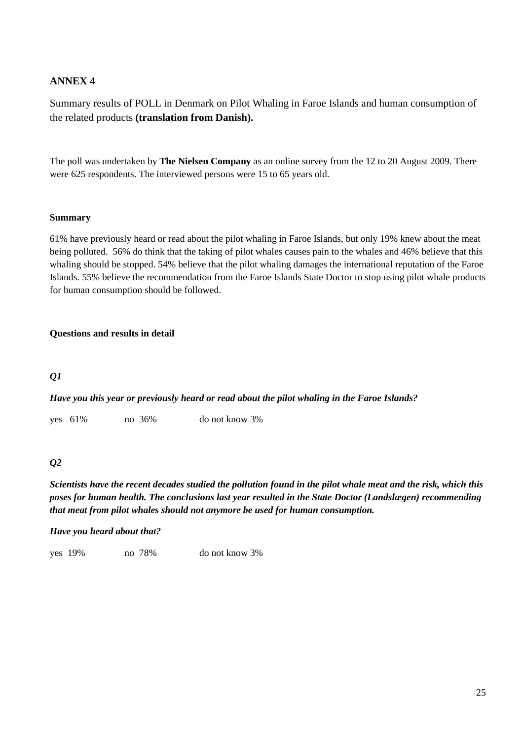## ANNEX 4

Summary results of POLL in Denmark on Pilot Whaling in Faroe Islands and human consumption of the related products **(translation from Danish).**

The poll was undertaken by **The Nielsen Company** as an online survey from the 12 to 20 August 2009. There were 625 respondents. The interviewed persons were 15 to 65 years old.

**Summary**

61% have previously heard or read about the pilot whaling in Faroe Islands, but only 19% knew about the meat being polluted. 56% do think that the taking of pilot whales causes pain to the whales and 46% believe that this whaling should be stopped. 54% believe that the pilot whaling damages the international reputation of the Faroe Islands. 55% believe the recommendation from the Faroe Islands State Doctor to stop using pilot whale products for human consumption should be followed.

**Questions and results in detail**

***Q1***

***Have you this year or previously heard or read about the pilot whaling in the Faroe Islands?***

yes 61% no 36% do not know 3%

***Q2***

***Scientists have the recent decades studied the pollution found in the pilot whale meat and the risk, which this poses for human health. The conclusions last year resulted in the State Doctor (Landslægen) recommending that meat from pilot whales should not anymore be used for human consumption.***

***Have you heard about that?***

yes 19% no 78% do not know 3%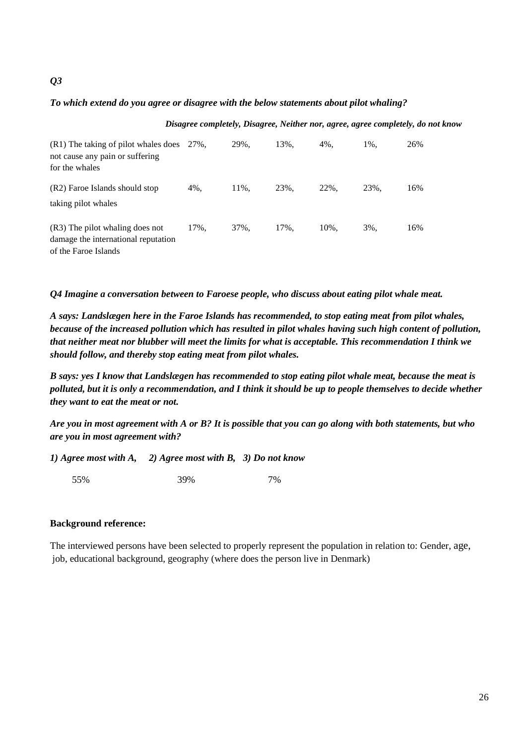*Q3*

***To which extend do you agree or disagree with the below statements about pilot whaling?***

| | *Disagree completely,* | *Disagree,* | *Neither nor,* | *agree,* | *agree completely,* | *do not know* |
|---|---|---|---|---|---|---|
| (R1) The taking of pilot whales does not cause any pain or suffering for the whales | 27%, | 29%, | 13%, | 4%, | 1%, | 26% |
| (R2) Faroe Islands should stop taking pilot whales | 4%, | 11%, | 23%, | 22%, | 23%, | 16% |
| (R3) The pilot whaling does not damage the international reputation of the Faroe Islands | 17%, | 37%, | 17%, | 10%, | 3%, | 16% |

***Q4 Imagine a conversation between to Faroese people, who discuss about eating pilot whale meat.***

***A says: Landslægen here in the Faroe Islands has recommended, to stop eating meat from pilot whales, because of the increased pollution which has resulted in pilot whales having such high content of pollution, that neither meat nor blubber will meet the limits for what is acceptable. This recommendation I think we should follow, and thereby stop eating meat from pilot whales.***

***B says: yes I know that Landslægen has recommended to stop eating pilot whale meat, because the meat is polluted, but it is only a recommendation, and I think it should be up to people themselves to decide whether they want to eat the meat or not.***

***Are you in most agreement with A or B? It is possible that you can go along with both statements, but who are you in most agreement with?***

| *1) Agree most with A,* | *2) Agree most with B,* | *3) Do not know* |
|---|---|---|
| 55% | 39% | 7% |

**Background reference:**

The interviewed persons have been selected to properly represent the population in relation to: Gender, age, job, educational background, geography (where does the person live in Denmark)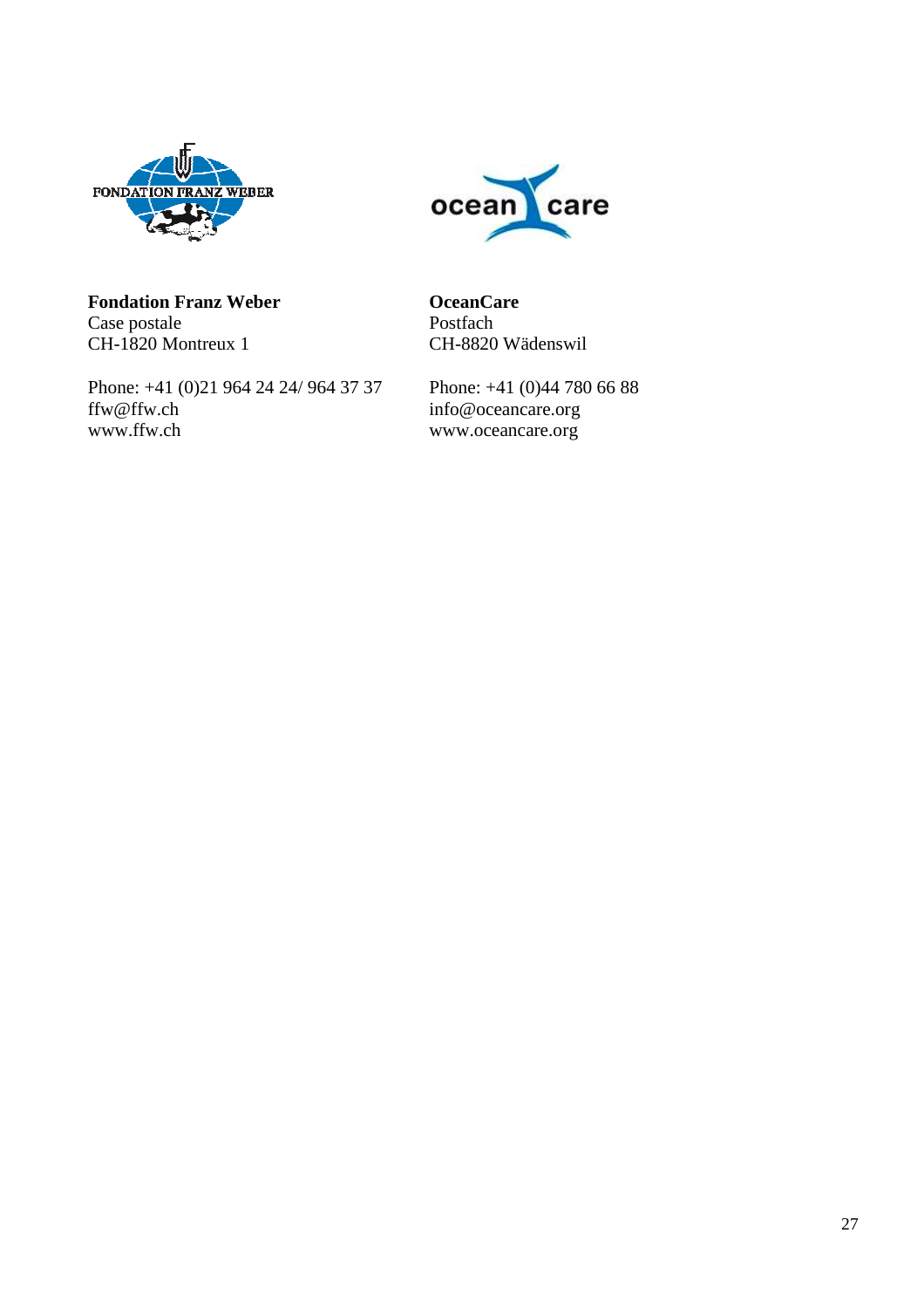**Fondation Franz Weber**
Case postale
CH-1820 Montreux 1

Phone: +41 (0)21 964 24 24/ 964 37 37
ffw@ffw.ch
www.ffw.ch

**OceanCare**
Postfach
CH-8820 Wädenswil

Phone: +41 (0)44 780 66 88
info@oceancare.org
www.oceancare.org